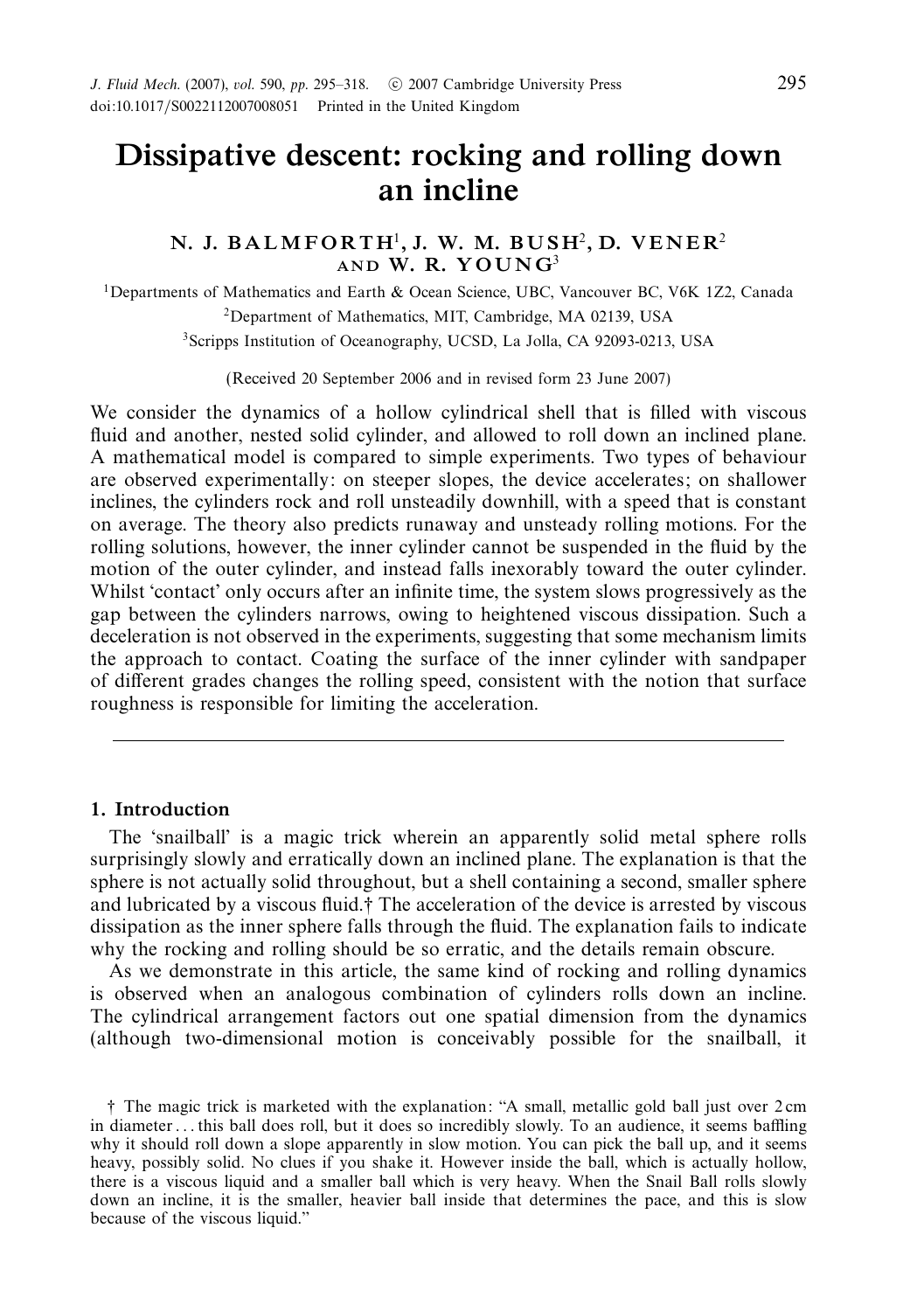# Dissipative descent: rocking and rolling down an incline

**N. J. BALMFORTH[1], J. W. M. BUSH[2], D. VENER[2] AND W. R. YOUNG[3]**

[1]Departments of Mathematics and Earth & Ocean Science, UBC, Vancouver BC, V6K 1Z2, Canada

[2]Department of Mathematics, MIT, Cambridge, MA 02139, USA

[3]Scripps Institution of Oceanography, UCSD, La Jolla, CA 92093-0213, USA

(Received 20 September 2006 and in revised form 23 June 2007)

We consider the dynamics of a hollow cylindrical shell that is filled with viscous fluid and another, nested solid cylinder, and allowed to roll down an inclined plane. A mathematical model is compared to simple experiments. Two types of behaviour are observed experimentally: on steeper slopes, the device accelerates; on shallower inclines, the cylinders rock and roll unsteadily downhill, with a speed that is constant on average. The theory also predicts runaway and unsteady rolling motions. For the rolling solutions, however, the inner cylinder cannot be suspended in the fluid by the motion of the outer cylinder, and instead falls inexorably toward the outer cylinder. Whilst 'contact' only occurs after an infinite time, the system slows progressively as the gap between the cylinders narrows, owing to heightened viscous dissipation. Such a deceleration is not observed in the experiments, suggesting that some mechanism limits the approach to contact. Coating the surface of the inner cylinder with sandpaper of different grades changes the rolling speed, consistent with the notion that surface roughness is responsible for limiting the acceleration.

## 1. Introduction

The 'snailball' is a magic trick wherein an apparently solid metal sphere rolls surprisingly slowly and erratically down an inclined plane. The explanation is that the sphere is not actually solid throughout, but a shell containing a second, smaller sphere and lubricated by a viscous fluid.† The acceleration of the device is arrested by viscous dissipation as the inner sphere falls through the fluid. The explanation fails to indicate why the rocking and rolling should be so erratic, and the details remain obscure.

As we demonstrate in this article, the same kind of rocking and rolling dynamics is observed when an analogous combination of cylinders rolls down an incline. The cylindrical arrangement factors out one spatial dimension from the dynamics (although two-dimensional motion is conceivably possible for the snailball, it

† The magic trick is marketed with the explanation: "A small, metallic gold ball just over 2 cm in diameter . . . this ball does roll, but it does so incredibly slowly. To an audience, it seems baffling why it should roll down a slope apparently in slow motion. You can pick the ball up, and it seems heavy, possibly solid. No clues if you shake it. However inside the ball, which is actually hollow, there is a viscous liquid and a smaller ball which is very heavy. When the Snail Ball rolls slowly down an incline, it is the smaller, heavier ball inside that determines the pace, and this is slow because of the viscous liquid."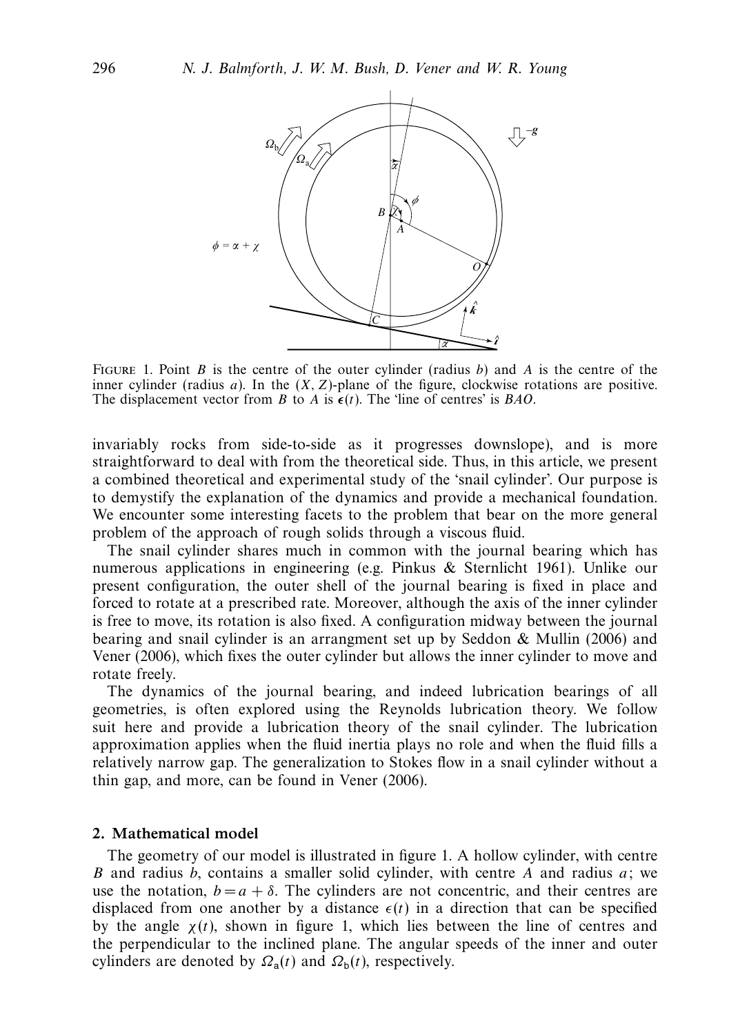FIGURE 1. Point $B$ is the centre of the outer cylinder (radius $b$) and $A$ is the centre of the inner cylinder (radius $a$). In the $(X, Z)$-plane of the figure, clockwise rotations are positive. The displacement vector from $B$ to $A$ is $\boldsymbol{\epsilon}(t)$. The 'line of centres' is $BAO$.

invariably rocks from side-to-side as it progresses downslope), and is more straightforward to deal with from the theoretical side. Thus, in this article, we present a combined theoretical and experimental study of the 'snail cylinder'. Our purpose is to demystify the explanation of the dynamics and provide a mechanical foundation. We encounter some interesting facets to the problem that bear on the more general problem of the approach of rough solids through a viscous fluid.

The snail cylinder shares much in common with the journal bearing which has numerous applications in engineering (e.g. Pinkus & Sternlicht 1961). Unlike our present configuration, the outer shell of the journal bearing is fixed in place and forced to rotate at a prescribed rate. Moreover, although the axis of the inner cylinder is free to move, its rotation is also fixed. A configuration midway between the journal bearing and snail cylinder is an arrangment set up by Seddon & Mullin (2006) and Vener (2006), which fixes the outer cylinder but allows the inner cylinder to move and rotate freely.

The dynamics of the journal bearing, and indeed lubrication bearings of all geometries, is often explored using the Reynolds lubrication theory. We follow suit here and provide a lubrication theory of the snail cylinder. The lubrication approximation applies when the fluid inertia plays no role and when the fluid fills a relatively narrow gap. The generalization to Stokes flow in a snail cylinder without a thin gap, and more, can be found in Vener (2006).

## 2. Mathematical model

The geometry of our model is illustrated in figure 1. A hollow cylinder, with centre $B$ and radius $b$, contains a smaller solid cylinder, with centre $A$ and radius $a$; we use the notation, $b = a + \delta$. The cylinders are not concentric, and their centres are displaced from one another by a distance $\epsilon(t)$ in a direction that can be specified by the angle $\chi(t)$, shown in figure 1, which lies between the line of centres and the perpendicular to the inclined plane. The angular speeds of the inner and outer cylinders are denoted by $\Omega_a(t)$ and $\Omega_b(t)$, respectively.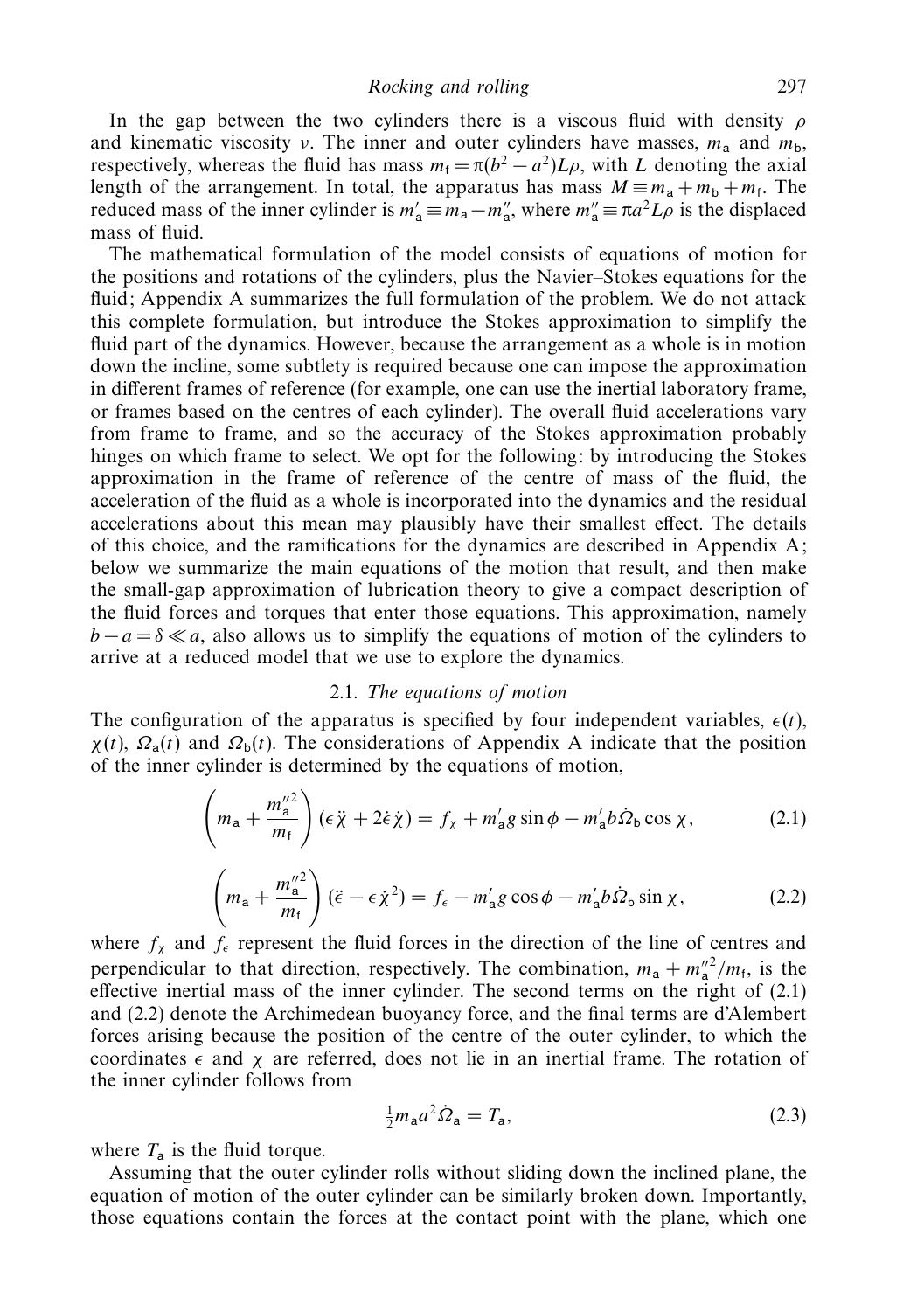In the gap between the two cylinders there is a viscous fluid with density $\rho$ and kinematic viscosity $\nu$. The inner and outer cylinders have masses, $m_a$ and $m_b$, respectively, whereas the fluid has mass $m_f = \pi(b^2 - a^2)L\rho$, with $L$ denoting the axial length of the arrangement. In total, the apparatus has mass $M \equiv m_a + m_b + m_f$. The reduced mass of the inner cylinder is $m'_a \equiv m_a - m''_a$, where $m''_a \equiv \pi a^2 L\rho$ is the displaced mass of fluid.

The mathematical formulation of the model consists of equations of motion for the positions and rotations of the cylinders, plus the Navier–Stokes equations for the fluid; Appendix A summarizes the full formulation of the problem. We do not attack this complete formulation, but introduce the Stokes approximation to simplify the fluid part of the dynamics. However, because the arrangement as a whole is in motion down the incline, some subtlety is required because one can impose the approximation in different frames of reference (for example, one can use the inertial laboratory frame, or frames based on the centres of each cylinder). The overall fluid accelerations vary from frame to frame, and so the accuracy of the Stokes approximation probably hinges on which frame to select. We opt for the following: by introducing the Stokes approximation in the frame of reference of the centre of mass of the fluid, the acceleration of the fluid as a whole is incorporated into the dynamics and the residual accelerations about this mean may plausibly have their smallest effect. The details of this choice, and the ramifications for the dynamics are described in Appendix A; below we summarize the main equations of the motion that result, and then make the small-gap approximation of lubrication theory to give a compact description of the fluid forces and torques that enter those equations. This approximation, namely $b - a = \delta \ll a$, also allows us to simplify the equations of motion of the cylinders to arrive at a reduced model that we use to explore the dynamics.

### 2.1. *The equations of motion*

The configuration of the apparatus is specified by four independent variables, $\epsilon(t)$, $\chi(t)$, $\Omega_a(t)$ and $\Omega_b(t)$. The considerations of Appendix A indicate that the position of the inner cylinder is determined by the equations of motion,

$$\left(m_a + \frac{m''^2_a}{m_f}\right)(\epsilon\ddot{\chi} + 2\dot{\epsilon}\dot{\chi}) = f_\chi + m'_a g \sin\phi - m'_a b\dot{\Omega}_b \cos\chi, \tag{2.1}$$

$$\left(m_a + \frac{m''^2_a}{m_f}\right)(\ddot{\epsilon} - \epsilon\dot{\chi}^2) = f_\epsilon - m'_a g \cos\phi - m'_a b\dot{\Omega}_b \sin\chi, \tag{2.2}$$

where $f_\chi$ and $f_\epsilon$ represent the fluid forces in the direction of the line of centres and perpendicular to that direction, respectively. The combination, $m_a + m''^2_a/m_f$, is the effective inertial mass of the inner cylinder. The second terms on the right of (2.1) and (2.2) denote the Archimedean buoyancy force, and the final terms are d'Alembert forces arising because the position of the centre of the outer cylinder, to which the coordinates $\epsilon$ and $\chi$ are referred, does not lie in an inertial frame. The rotation of the inner cylinder follows from

$$\tfrac{1}{2}m_a a^2 \dot{\Omega}_a = T_a, \tag{2.3}$$

where $T_a$ is the fluid torque.

Assuming that the outer cylinder rolls without sliding down the inclined plane, the equation of motion of the outer cylinder can be similarly broken down. Importantly, those equations contain the forces at the contact point with the plane, which one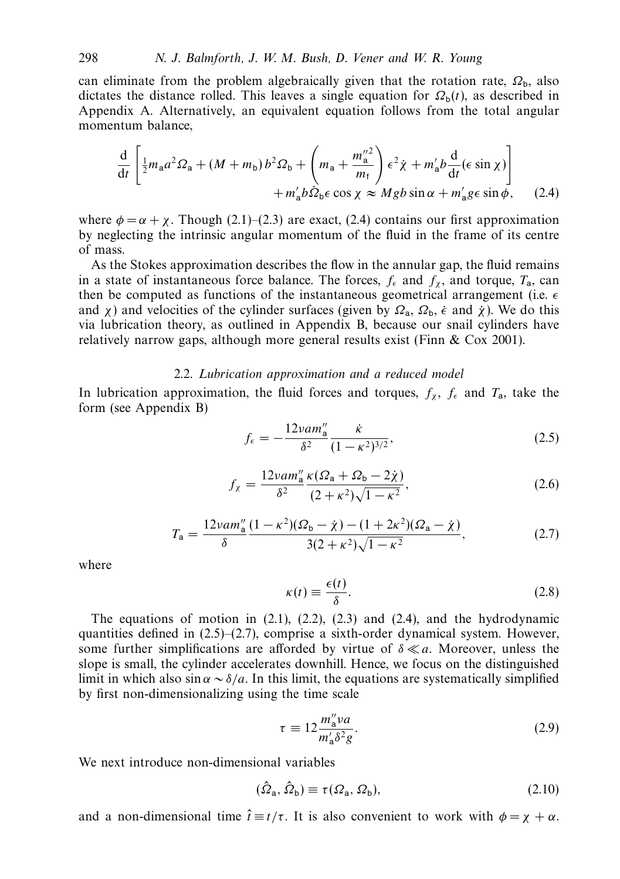can eliminate from the problem algebraically given that the rotation rate, $\Omega_b$, also dictates the distance rolled. This leaves a single equation for $\Omega_b(t)$, as described in Appendix A. Alternatively, an equivalent equation follows from the total angular momentum balance,

$$\frac{\mathrm{d}}{\mathrm{d}t}\left[\tfrac{1}{2}m_a a^2\Omega_a + (M+m_b)\,b^2\Omega_b + \left(m_a + \frac{m_a''^2}{m_f}\right)\epsilon^2\dot{\chi} + m_a' b\frac{\mathrm{d}}{\mathrm{d}t}(\epsilon\sin\chi)\right] + m_a' b\dot{\Omega}_b\epsilon\cos\chi \approx Mgb\sin\alpha + m_a' g\epsilon\sin\phi, \tag{2.4}$$

where $\phi = \alpha + \chi$. Though (2.1)–(2.3) are exact, (2.4) contains our first approximation by neglecting the intrinsic angular momentum of the fluid in the frame of its centre of mass.

As the Stokes approximation describes the flow in the annular gap, the fluid remains in a state of instantaneous force balance. The forces, $f_\epsilon$ and $f_\chi$, and torque, $T_a$, can then be computed as functions of the instantaneous geometrical arrangement (i.e. $\epsilon$ and $\chi$) and velocities of the cylinder surfaces (given by $\Omega_a$, $\Omega_b$, $\dot{\epsilon}$ and $\dot{\chi}$). We do this via lubrication theory, as outlined in Appendix B, because our snail cylinders have relatively narrow gaps, although more general results exist (Finn & Cox 2001).

### 2.2. *Lubrication approximation and a reduced model*

In lubrication approximation, the fluid forces and torques, $f_\chi$, $f_\epsilon$ and $T_a$, take the form (see Appendix B)

$$f_\epsilon = -\frac{12\nu a m_a''}{\delta^2}\frac{\dot{\kappa}}{(1-\kappa^2)^{3/2}}, \tag{2.5}$$

$$f_\chi = \frac{12\nu a m_a''}{\delta^2}\frac{\kappa(\Omega_a + \Omega_b - 2\dot{\chi})}{(2+\kappa^2)\sqrt{1-\kappa^2}}, \tag{2.6}$$

$$T_a = \frac{12\nu a m_a''}{\delta}\frac{(1-\kappa^2)(\Omega_b - \dot{\chi}) - (1+2\kappa^2)(\Omega_a - \dot{\chi})}{3(2+\kappa^2)\sqrt{1-\kappa^2}}, \tag{2.7}$$

where

$$\kappa(t) \equiv \frac{\epsilon(t)}{\delta}. \tag{2.8}$$

The equations of motion in (2.1), (2.2), (2.3) and (2.4), and the hydrodynamic quantities defined in (2.5)–(2.7), comprise a sixth-order dynamical system. However, some further simplifications are afforded by virtue of $\delta \ll a$. Moreover, unless the slope is small, the cylinder accelerates downhill. Hence, we focus on the distinguished limit in which also $\sin\alpha \sim \delta/a$. In this limit, the equations are systematically simplified by first non-dimensionalizing using the time scale

$$\tau \equiv 12\frac{m_a''\nu a}{m_a'\delta^2 g}. \tag{2.9}$$

We next introduce non-dimensional variables

$$(\hat{\Omega}_a, \hat{\Omega}_b) \equiv \tau(\Omega_a, \Omega_b), \tag{2.10}$$

and a non-dimensional time $\hat{t} \equiv t/\tau$. It is also convenient to work with $\phi = \chi + \alpha$.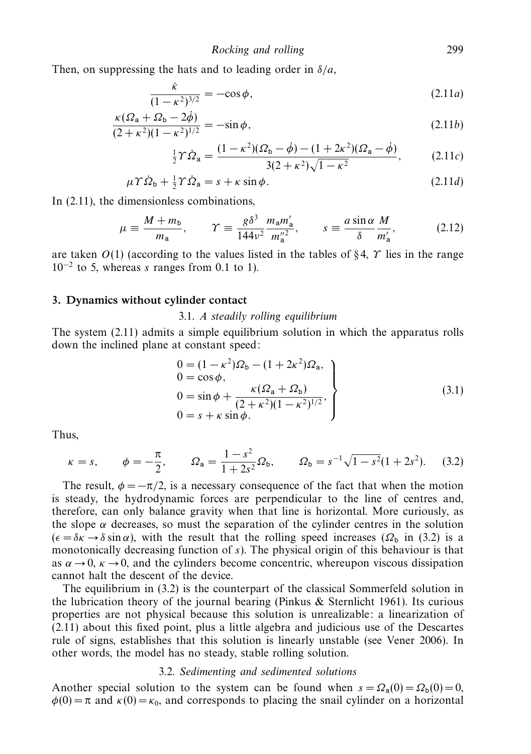Then, on suppressing the hats and to leading order in $\delta/a$,

$$\frac{\dot{\kappa}}{(1-\kappa^2)^{3/2}} = -\cos\phi, \tag{2.11a}$$

$$\frac{\kappa(\Omega_{\mathsf{a}}+\Omega_{\mathsf{b}}-2\dot{\phi})}{(2+\kappa^2)(1-\kappa^2)^{1/2}} = -\sin\phi, \tag{2.11b}$$

$$\tfrac{1}{2}\Upsilon\dot{\Omega}_{\mathsf{a}} = \frac{(1-\kappa^2)(\Omega_{\mathsf{b}}-\dot{\phi})-(1+2\kappa^2)(\Omega_{\mathsf{a}}-\dot{\phi})}{3(2+\kappa^2)\sqrt{1-\kappa^2}}, \tag{2.11c}$$

$$\mu\Upsilon\dot{\Omega}_{\mathsf{b}} + \tfrac{1}{2}\Upsilon\dot{\Omega}_{\mathsf{a}} = s + \kappa\sin\phi. \tag{2.11d}$$

In (2.11), the dimensionless combinations,

$$\mu \equiv \frac{M+m_{\mathsf{b}}}{m_{\mathsf{a}}}, \qquad \Upsilon \equiv \frac{g\delta^3}{144\nu^2}\frac{m_{\mathsf{a}}m'_{\mathsf{a}}}{m''^2_{\mathsf{a}}}, \qquad s \equiv \frac{a\sin\alpha}{\delta}\frac{M}{m'_{\mathsf{a}}}, \tag{2.12}$$

are taken $O(1)$ (according to the values listed in the tables of §4, $\Upsilon$ lies in the range $10^{-2}$ to 5, whereas $s$ ranges from 0.1 to 1).

## 3. Dynamics without cylinder contact

### 3.1. *A steadily rolling equilibrium*

The system (2.11) admits a simple equilibrium solution in which the apparatus rolls down the inclined plane at constant speed:

$$\left.\begin{aligned} 0 &= (1-\kappa^2)\Omega_{\mathsf{b}} - (1+2\kappa^2)\Omega_{\mathsf{a}}, \\ 0 &= \cos\phi, \\ 0 &= \sin\phi + \frac{\kappa(\Omega_{\mathsf{a}}+\Omega_{\mathsf{b}})}{(2+\kappa^2)(1-\kappa^2)^{1/2}}, \\ 0 &= s + \kappa\sin\phi. \end{aligned}\right\} \tag{3.1}$$

Thus,

$$\kappa = s, \qquad \phi = -\frac{\pi}{2}, \qquad \Omega_{\mathsf{a}} = \frac{1-s^2}{1+2s^2}\Omega_{\mathsf{b}}, \qquad \Omega_{\mathsf{b}} = s^{-1}\sqrt{1-s^2}(1+2s^2). \tag{3.2}$$

The result, $\phi = -\pi/2$, is a necessary consequence of the fact that when the motion is steady, the hydrodynamic forces are perpendicular to the line of centres and, therefore, can only balance gravity when that line is horizontal. More curiously, as the slope $\alpha$ decreases, so must the separation of the cylinder centres in the solution ($\epsilon = \delta\kappa \to \delta\sin\alpha$), with the result that the rolling speed increases ($\Omega_{\mathsf{b}}$ in (3.2) is a monotonically decreasing function of $s$). The physical origin of this behaviour is that as $\alpha \to 0$, $\kappa \to 0$, and the cylinders become concentric, whereupon viscous dissipation cannot halt the descent of the device.

The equilibrium in (3.2) is the counterpart of the classical Sommerfeld solution in the lubrication theory of the journal bearing (Pinkus & Sternlicht 1961). Its curious properties are not physical because this solution is unrealizable: a linearization of (2.11) about this fixed point, plus a little algebra and judicious use of the Descartes rule of signs, establishes that this solution is linearly unstable (see Vener 2006). In other words, the model has no steady, stable rolling solution.

### 3.2. *Sedimenting and sedimented solutions*

Another special solution to the system can be found when $s = \Omega_{\mathsf{a}}(0) = \Omega_{\mathsf{b}}(0) = 0$, $\phi(0) = \pi$ and $\kappa(0) = \kappa_0$, and corresponds to placing the snail cylinder on a horizontal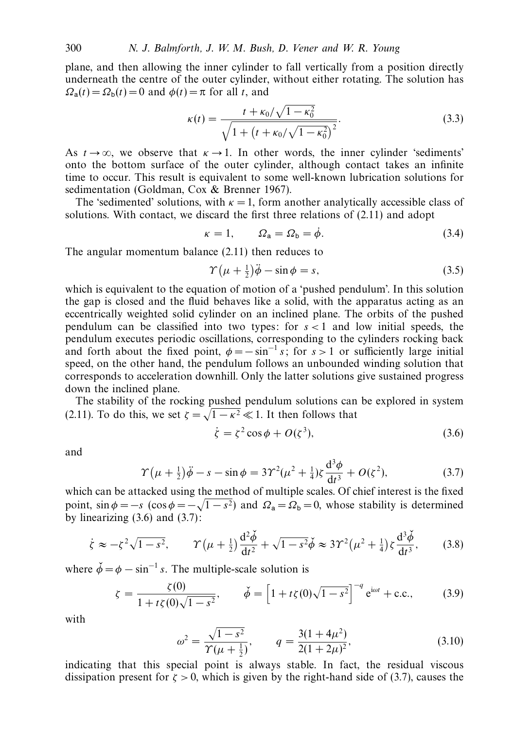plane, and then allowing the inner cylinder to fall vertically from a position directly underneath the centre of the outer cylinder, without either rotating. The solution has $\Omega_{\mathsf{a}}(t) = \Omega_{\mathsf{b}}(t) = 0$ and $\phi(t) = \pi$ for all $t$, and

$$
\kappa(t) = \frac{t + \kappa_0/\sqrt{1-\kappa_0^2}}{\sqrt{1 + \left(t + \kappa_0/\sqrt{1-\kappa_0^2}\right)^2}}. \tag{3.3}
$$

As $t \to \infty$, we observe that $\kappa \to 1$. In other words, the inner cylinder 'sediments' onto the bottom surface of the outer cylinder, although contact takes an infinite time to occur. This result is equivalent to some well-known lubrication solutions for sedimentation (Goldman, Cox & Brenner 1967).

The 'sedimented' solutions, with $\kappa = 1$, form another analytically accessible class of solutions. With contact, we discard the first three relations of (2.11) and adopt

$$
\kappa = 1, \qquad \Omega_{\mathsf{a}} = \Omega_{\mathsf{b}} = \dot{\phi}. \tag{3.4}
$$

The angular momentum balance (2.11) then reduces to

$$
\Upsilon\left(\mu + \tfrac{1}{2}\right)\ddot{\phi} - \sin\phi = s, \tag{3.5}
$$

which is equivalent to the equation of motion of a 'pushed pendulum'. In this solution the gap is closed and the fluid behaves like a solid, with the apparatus acting as an eccentrically weighted solid cylinder on an inclined plane. The orbits of the pushed pendulum can be classified into two types: for $s < 1$ and low initial speeds, the pendulum executes periodic oscillations, corresponding to the cylinders rocking back and forth about the fixed point, $\phi = -\sin^{-1} s$; for $s > 1$ or sufficiently large initial speed, on the other hand, the pendulum follows an unbounded winding solution that corresponds to acceleration downhill. Only the latter solutions give sustained progress down the inclined plane.

The stability of the rocking pushed pendulum solutions can be explored in system (2.11). To do this, we set $\zeta = \sqrt{1-\kappa^2} \ll 1$. It then follows that

$$
\dot{\zeta} = \zeta^2 \cos\phi + O(\zeta^3), \tag{3.6}
$$

and

$$
\Upsilon\left(\mu + \tfrac{1}{2}\right)\ddot{\phi} - s - \sin\phi = 3\Upsilon^2\left(\mu^2 + \tfrac{1}{4}\right)\zeta \frac{\mathrm{d}^3\phi}{\mathrm{d}t^3} + O(\zeta^2), \tag{3.7}
$$

which can be attacked using the method of multiple scales. Of chief interest is the fixed point, $\sin\phi = -s$ ($\cos\phi = -\sqrt{1-s^2}$) and $\Omega_{\mathsf{a}} = \Omega_{\mathsf{b}} = 0$, whose stability is determined by linearizing (3.6) and (3.7):

$$
\dot{\zeta} \approx -\zeta^2\sqrt{1-s^2}, \qquad \Upsilon\left(\mu + \tfrac{1}{2}\right)\frac{\mathrm{d}^2\check{\phi}}{\mathrm{d}t^2} + \sqrt{1-s^2}\,\check{\phi} \approx 3\Upsilon^2\left(\mu^2 + \tfrac{1}{4}\right)\zeta\frac{\mathrm{d}^3\check{\phi}}{\mathrm{d}t^3}, \tag{3.8}
$$

where $\check{\phi} = \phi - \sin^{-1} s$. The multiple-scale solution is

$$
\zeta = \frac{\zeta(0)}{1 + t\zeta(0)\sqrt{1-s^2}}, \qquad \check{\phi} = \left[1 + t\zeta(0)\sqrt{1-s^2}\right]^{-q} \mathrm{e}^{\mathrm{i}\omega t} + \text{c.c.}, \tag{3.9}
$$

with

$$
\omega^2 = \frac{\sqrt{1-s^2}}{\Upsilon(\mu + \frac{1}{2})}, \qquad q = \frac{3(1+4\mu^2)}{2(1+2\mu)^2}, \tag{3.10}
$$

indicating that this special point is always stable. In fact, the residual viscous dissipation present for $\zeta > 0$, which is given by the right-hand side of (3.7), causes the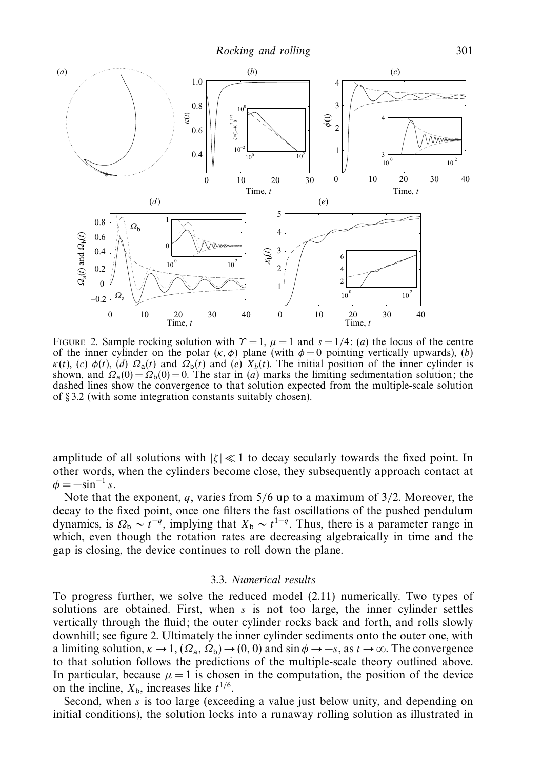FIGURE 2. Sample rocking solution with $\Upsilon = 1$, $\mu = 1$ and $s = 1/4$: (*a*) the locus of the centre of the inner cylinder on the polar $(\kappa, \phi)$ plane (with $\phi = 0$ pointing vertically upwards), (*b*) $\kappa(t)$, (*c*) $\phi(t)$, (*d*) $\Omega_a(t)$ and $\Omega_b(t)$ and (*e*) $X_b(t)$. The initial position of the inner cylinder is shown, and $\Omega_a(0) = \Omega_b(0) = 0$. The star in (*a*) marks the limiting sedimentation solution; the dashed lines show the convergence to that solution expected from the multiple-scale solution of § 3.2 (with some integration constants suitably chosen).

amplitude of all solutions with $|\zeta| \ll 1$ to decay secularly towards the fixed point. In other words, when the cylinders become close, they subsequently approach contact at $\phi = -\sin^{-1} s$.

Note that the exponent, $q$, varies from 5/6 up to a maximum of 3/2. Moreover, the decay to the fixed point, once one filters the fast oscillations of the pushed pendulum dynamics, is $\Omega_b \sim t^{-q}$, implying that $X_b \sim t^{1-q}$. Thus, there is a parameter range in which, even though the rotation rates are decreasing algebraically in time and the gap is closing, the device continues to roll down the plane.

### 3.3. *Numerical results*

To progress further, we solve the reduced model (2.11) numerically. Two types of solutions are obtained. First, when $s$ is not too large, the inner cylinder settles vertically through the fluid; the outer cylinder rocks back and forth, and rolls slowly downhill; see figure 2. Ultimately the inner cylinder sediments onto the outer one, with a limiting solution, $\kappa \to 1$, $(\Omega_a, \Omega_b) \to (0, 0)$ and $\sin \phi \to -s$, as $t \to \infty$. The convergence to that solution follows the predictions of the multiple-scale theory outlined above. In particular, because $\mu = 1$ is chosen in the computation, the position of the device on the incline, $X_b$, increases like $t^{1/6}$.

Second, when $s$ is too large (exceeding a value just below unity, and depending on initial conditions), the solution locks into a runaway rolling solution as illustrated in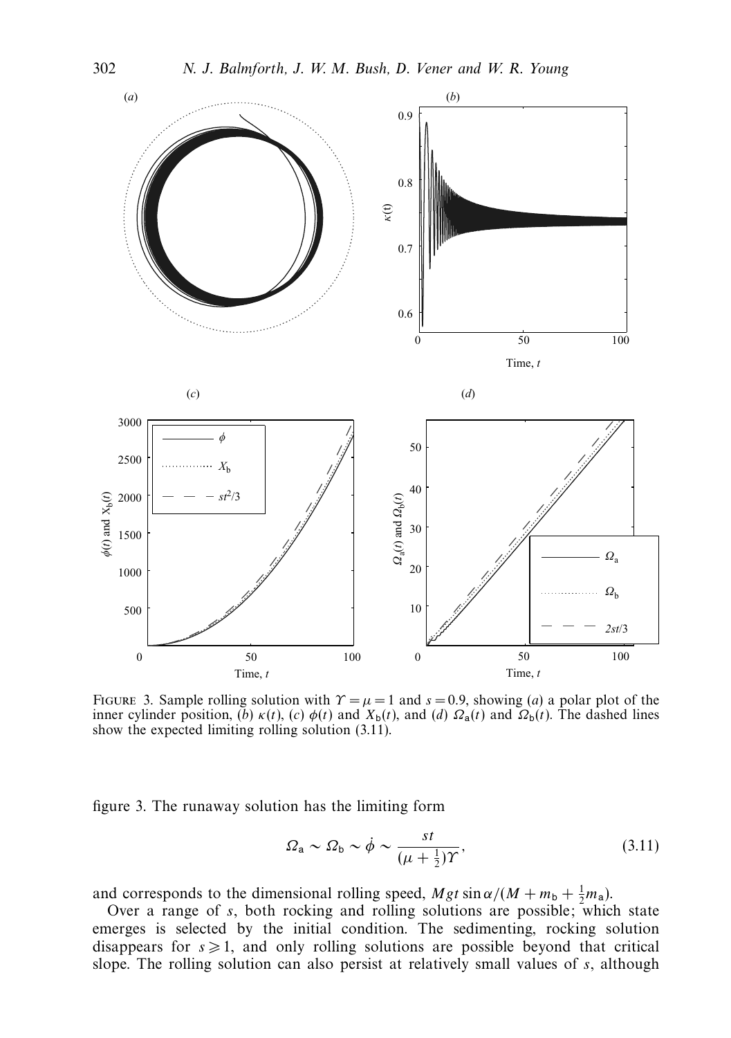FIGURE 3. Sample rolling solution with $\Upsilon = \mu = 1$ and $s = 0.9$, showing (*a*) a polar plot of the inner cylinder position, (*b*) $\kappa(t)$, (*c*) $\phi(t)$ and $X_b(t)$, and (*d*) $\Omega_a(t)$ and $\Omega_b(t)$. The dashed lines show the expected limiting rolling solution (3.11).

figure 3. The runaway solution has the limiting form

$$\Omega_a \sim \Omega_b \sim \dot{\phi} \sim \frac{st}{(\mu + \frac{1}{2})\Upsilon}, \tag{3.11}$$

and corresponds to the dimensional rolling speed, $Mgt \sin\alpha/(M + m_b + \frac{1}{2}m_a)$.

Over a range of $s$, both rocking and rolling solutions are possible; which state emerges is selected by the initial condition. The sedimenting, rocking solution disappears for $s \geqslant 1$, and only rolling solutions are possible beyond that critical slope. The rolling solution can also persist at relatively small values of $s$, although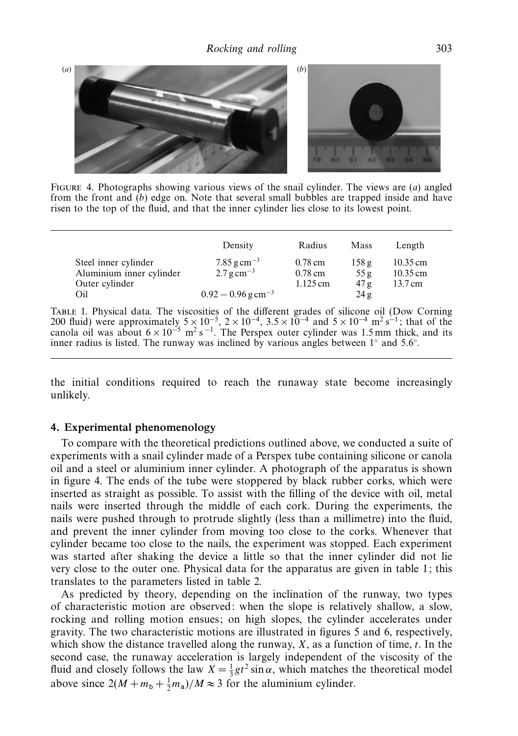FIGURE 4. Photographs showing various views of the snail cylinder. The views are (*a*) angled from the front and (*b*) edge on. Note that several small bubbles are trapped inside and have risen to the top of the fluid, and that the inner cylinder lies close to its lowest point.

| | Density | Radius | Mass | Length |
|---|---|---|---|---|
| Steel inner cylinder | $7.85\,\mathrm{g\,cm^{-3}}$ | 0.78 cm | 158 g | 10.35 cm |
| Aluminium inner cylinder | $2.7\,\mathrm{g\,cm^{-3}}$ | 0.78 cm | 55 g | 10.35 cm |
| Outer cylinder | | 1.125 cm | 47 g | 13.7 cm |
| Oil | $0.92-0.96\,\mathrm{g\,cm^{-3}}$ | | 24 g | |

TABLE 1. Physical data. The viscosities of the different grades of silicone oil (Dow Corning 200 fluid) were approximately $5\times10^{-5}$, $2\times10^{-4}$, $3.5\times10^{-4}$ and $5\times10^{-4}\ \mathrm{m^2\,s^{-1}}$; that of the canola oil was about $6\times10^{-5}\ \mathrm{m^2\,s^{-1}}$. The Perspex outer cylinder was 1.5 mm thick, and its inner radius is listed. The runway was inclined by various angles between $1^\circ$ and $5.6^\circ$.

the initial conditions required to reach the runaway state become increasingly unlikely.

## 4. Experimental phenomenology

To compare with the theoretical predictions outlined above, we conducted a suite of experiments with a snail cylinder made of a Perspex tube containing silicone or canola oil and a steel or aluminium inner cylinder. A photograph of the apparatus is shown in figure 4. The ends of the tube were stoppered by black rubber corks, which were inserted as straight as possible. To assist with the filling of the device with oil, metal nails were inserted through the middle of each cork. During the experiments, the nails were pushed through to protrude slightly (less than a millimetre) into the fluid, and prevent the inner cylinder from moving too close to the corks. Whenever that cylinder became too close to the nails, the experiment was stopped. Each experiment was started after shaking the device a little so that the inner cylinder did not lie very close to the outer one. Physical data for the apparatus are given in table 1; this translates to the parameters listed in table 2.

As predicted by theory, depending on the inclination of the runway, two types of characteristic motion are observed: when the slope is relatively shallow, a slow, rocking and rolling motion ensues; on high slopes, the cylinder accelerates under gravity. The two characteristic motions are illustrated in figures 5 and 6, respectively, which show the distance travelled along the runway, $X$, as a function of time, $t$. In the second case, the runaway acceleration is largely independent of the viscosity of the fluid and closely follows the law $X=\frac{1}{3}gt^2\sin\alpha$, which matches the theoretical model above since $2(M+m_{\mathsf{b}}+\frac{1}{2}m_{\mathsf{a}})/M\approx 3$ for the aluminium cylinder.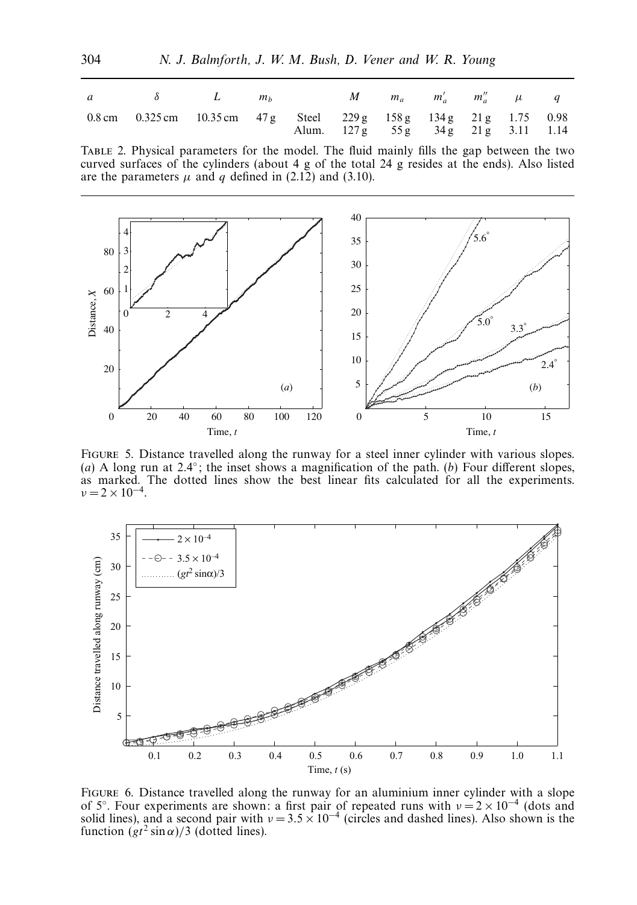| $a$ | $\delta$ | $L$ | $m_b$ | | $M$ | $m_a$ | $m'_a$ | $m''_a$ | $\mu$ | $q$ |
|---|---|---|---|---|---|---|---|---|---|---|
| 0.8 cm | 0.325 cm | 10.35 cm | 47 g | Steel | 229 g | 158 g | 134 g | 21 g | 1.75 | 0.98 |
| | | | | Alum. | 127 g | 55 g | 34 g | 21 g | 3.11 | 1.14 |

TABLE 2. Physical parameters for the model. The fluid mainly fills the gap between the two curved surfaces of the cylinders (about 4 g of the total 24 g resides at the ends). Also listed are the parameters $\mu$ and $q$ defined in (2.12) and (3.10).

FIGURE 5. Distance travelled along the runway for a steel inner cylinder with various slopes. (*a*) A long run at 2.4°; the inset shows a magnification of the path. (*b*) Four different slopes, as marked. The dotted lines show the best linear fits calculated for all the experiments. $\nu = 2 \times 10^{-4}$.

FIGURE 6. Distance travelled along the runway for an aluminium inner cylinder with a slope of 5°. Four experiments are shown: a first pair of repeated runs with $\nu = 2 \times 10^{-4}$ (dots and solid lines), and a second pair with $\nu = 3.5 \times 10^{-4}$ (circles and dashed lines). Also shown is the function $(gt^2 \sin\alpha)/3$ (dotted lines).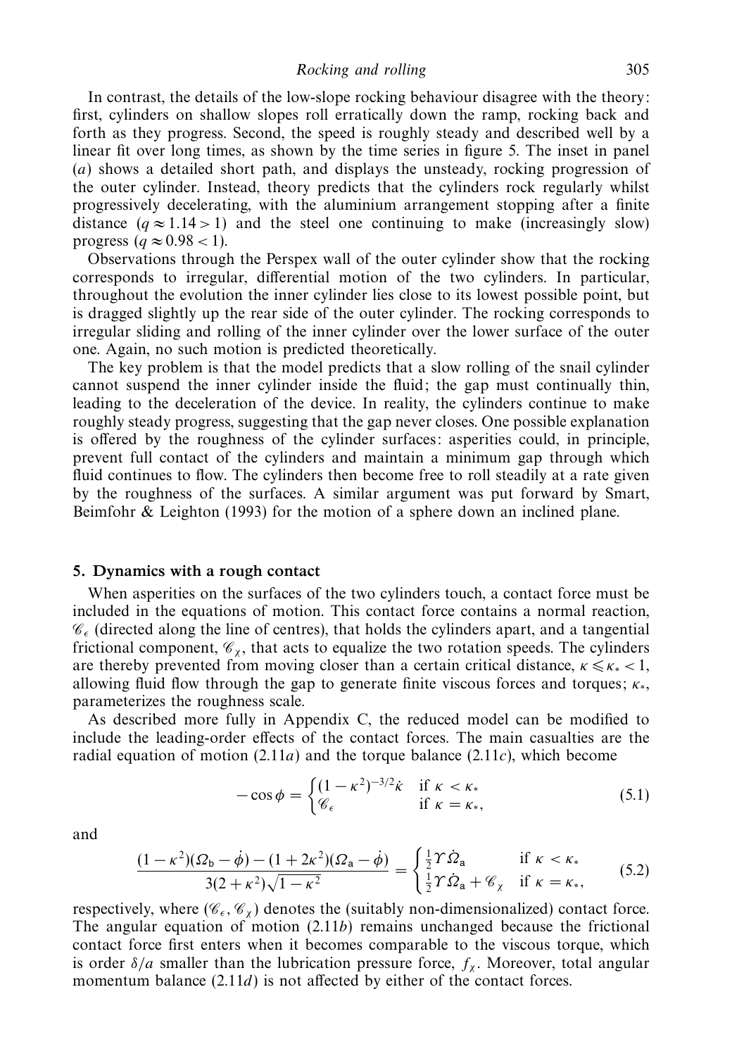In contrast, the details of the low-slope rocking behaviour disagree with the theory: first, cylinders on shallow slopes roll erratically down the ramp, rocking back and forth as they progress. Second, the speed is roughly steady and described well by a linear fit over long times, as shown by the time series in figure 5. The inset in panel (*a*) shows a detailed short path, and displays the unsteady, rocking progression of the outer cylinder. Instead, theory predicts that the cylinders rock regularly whilst progressively decelerating, with the aluminium arrangement stopping after a finite distance ($q \approx 1.14 > 1$) and the steel one continuing to make (increasingly slow) progress ($q \approx 0.98 < 1$).

Observations through the Perspex wall of the outer cylinder show that the rocking corresponds to irregular, differential motion of the two cylinders. In particular, throughout the evolution the inner cylinder lies close to its lowest possible point, but is dragged slightly up the rear side of the outer cylinder. The rocking corresponds to irregular sliding and rolling of the inner cylinder over the lower surface of the outer one. Again, no such motion is predicted theoretically.

The key problem is that the model predicts that a slow rolling of the snail cylinder cannot suspend the inner cylinder inside the fluid; the gap must continually thin, leading to the deceleration of the device. In reality, the cylinders continue to make roughly steady progress, suggesting that the gap never closes. One possible explanation is offered by the roughness of the cylinder surfaces: asperities could, in principle, prevent full contact of the cylinders and maintain a minimum gap through which fluid continues to flow. The cylinders then become free to roll steadily at a rate given by the roughness of the surfaces. A similar argument was put forward by Smart, Beimfohr & Leighton (1993) for the motion of a sphere down an inclined plane.

## 5. Dynamics with a rough contact

When asperities on the surfaces of the two cylinders touch, a contact force must be included in the equations of motion. This contact force contains a normal reaction, $\mathscr{C}_\epsilon$ (directed along the line of centres), that holds the cylinders apart, and a tangential frictional component, $\mathscr{C}_\chi$, that acts to equalize the two rotation speeds. The cylinders are thereby prevented from moving closer than a certain critical distance, $\kappa \leqslant \kappa_* < 1$, allowing fluid flow through the gap to generate finite viscous forces and torques; $\kappa_*$, parameterizes the roughness scale.

As described more fully in Appendix C, the reduced model can be modified to include the leading-order effects of the contact forces. The main casualties are the radial equation of motion (2.11*a*) and the torque balance (2.11*c*), which become

$$-\cos\phi = \begin{cases} (1-\kappa^2)^{-3/2}\dot{\kappa} & \text{if } \kappa < \kappa_* \\ \mathscr{C}_\epsilon & \text{if } \kappa = \kappa_*, \end{cases} \tag{5.1}$$

and

$$\frac{(1-\kappa^2)(\Omega_{\mathsf{b}}-\dot{\phi})-(1+2\kappa^2)(\Omega_{\mathsf{a}}-\dot{\phi})}{3(2+\kappa^2)\sqrt{1-\kappa^2}} = \begin{cases} \frac{1}{2}\Upsilon\dot{\Omega}_{\mathsf{a}} & \text{if } \kappa < \kappa_* \\ \frac{1}{2}\Upsilon\dot{\Omega}_{\mathsf{a}} + \mathscr{C}_\chi & \text{if } \kappa = \kappa_*, \end{cases} \tag{5.2}$$

respectively, where $(\mathscr{C}_\epsilon, \mathscr{C}_\chi)$ denotes the (suitably non-dimensionalized) contact force. The angular equation of motion (2.11*b*) remains unchanged because the frictional contact force first enters when it becomes comparable to the viscous torque, which is order $\delta/a$ smaller than the lubrication pressure force, $f_\chi$. Moreover, total angular momentum balance (2.11*d*) is not affected by either of the contact forces.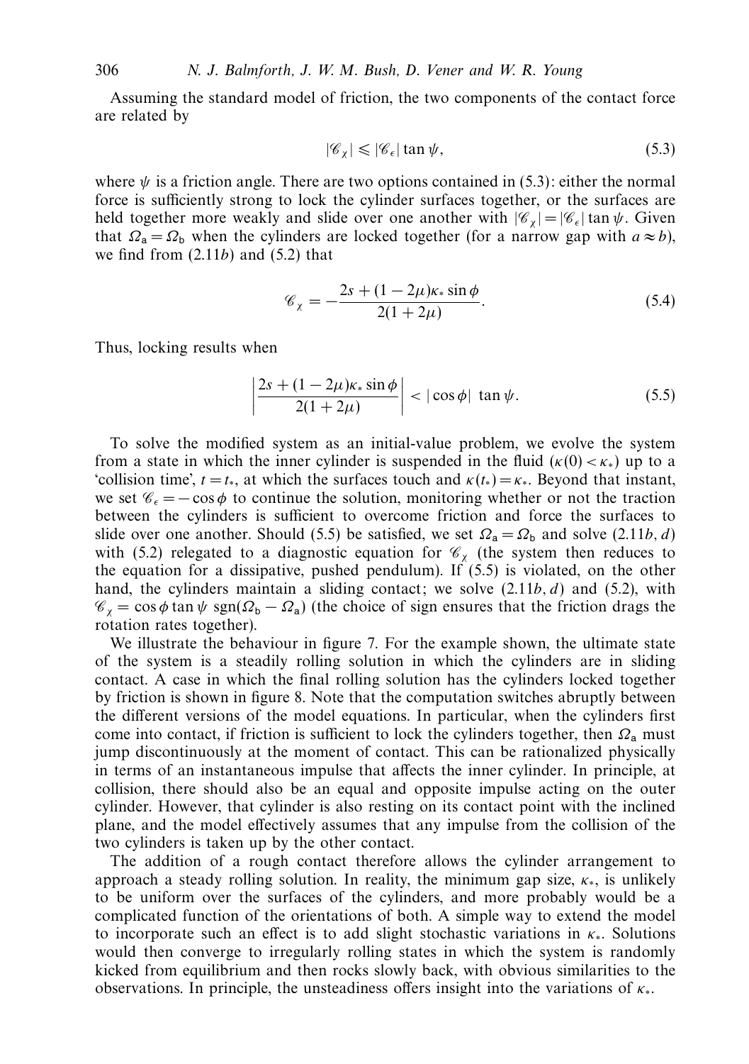Assuming the standard model of friction, the two components of the contact force are related by

$$|\mathscr{C}_\chi| \leqslant |\mathscr{C}_\epsilon| \tan \psi, \tag{5.3}$$

where $\psi$ is a friction angle. There are two options contained in (5.3): either the normal force is sufficiently strong to lock the cylinder surfaces together, or the surfaces are held together more weakly and slide over one another with $|\mathscr{C}_\chi| = |\mathscr{C}_\epsilon| \tan \psi$. Given that $\Omega_\mathsf{a} = \Omega_\mathsf{b}$ when the cylinders are locked together (for a narrow gap with $a \approx b$), we find from (2.11*b*) and (5.2) that

$$\mathscr{C}_\chi = -\frac{2s + (1 - 2\mu)\kappa_* \sin \phi}{2(1 + 2\mu)}. \tag{5.4}$$

Thus, locking results when

$$\left| \frac{2s + (1 - 2\mu)\kappa_* \sin \phi}{2(1 + 2\mu)} \right| < |\cos \phi| \, \tan \psi. \tag{5.5}$$

To solve the modified system as an initial-value problem, we evolve the system from a state in which the inner cylinder is suspended in the fluid ($\kappa(0) < \kappa_*$) up to a 'collision time', $t = t_*$, at which the surfaces touch and $\kappa(t_*) = \kappa_*$. Beyond that instant, we set $\mathscr{C}_\epsilon = -\cos \phi$ to continue the solution, monitoring whether or not the traction between the cylinders is sufficient to overcome friction and force the surfaces to slide over one another. Should (5.5) be satisfied, we set $\Omega_\mathsf{a} = \Omega_\mathsf{b}$ and solve (2.11*b*, *d*) with (5.2) relegated to a diagnostic equation for $\mathscr{C}_\chi$ (the system then reduces to the equation for a dissipative, pushed pendulum). If (5.5) is violated, on the other hand, the cylinders maintain a sliding contact; we solve (2.11*b*, *d*) and (5.2), with $\mathscr{C}_\chi = \cos \phi \tan \psi \; \mathrm{sgn}(\Omega_\mathsf{b} - \Omega_\mathsf{a})$ (the choice of sign ensures that the friction drags the rotation rates together).

We illustrate the behaviour in figure 7. For the example shown, the ultimate state of the system is a steadily rolling solution in which the cylinders are in sliding contact. A case in which the final rolling solution has the cylinders locked together by friction is shown in figure 8. Note that the computation switches abruptly between the different versions of the model equations. In particular, when the cylinders first come into contact, if friction is sufficient to lock the cylinders together, then $\Omega_\mathsf{a}$ must jump discontinuously at the moment of contact. This can be rationalized physically in terms of an instantaneous impulse that affects the inner cylinder. In principle, at collision, there should also be an equal and opposite impulse acting on the outer cylinder. However, that cylinder is also resting on its contact point with the inclined plane, and the model effectively assumes that any impulse from the collision of the two cylinders is taken up by the other contact.

The addition of a rough contact therefore allows the cylinder arrangement to approach a steady rolling solution. In reality, the minimum gap size, $\kappa_*$, is unlikely to be uniform over the surfaces of the cylinders, and more probably would be a complicated function of the orientations of both. A simple way to extend the model to incorporate such an effect is to add slight stochastic variations in $\kappa_*$. Solutions would then converge to irregularly rolling states in which the system is randomly kicked from equilibrium and then rocks slowly back, with obvious similarities to the observations. In principle, the unsteadiness offers insight into the variations of $\kappa_*$.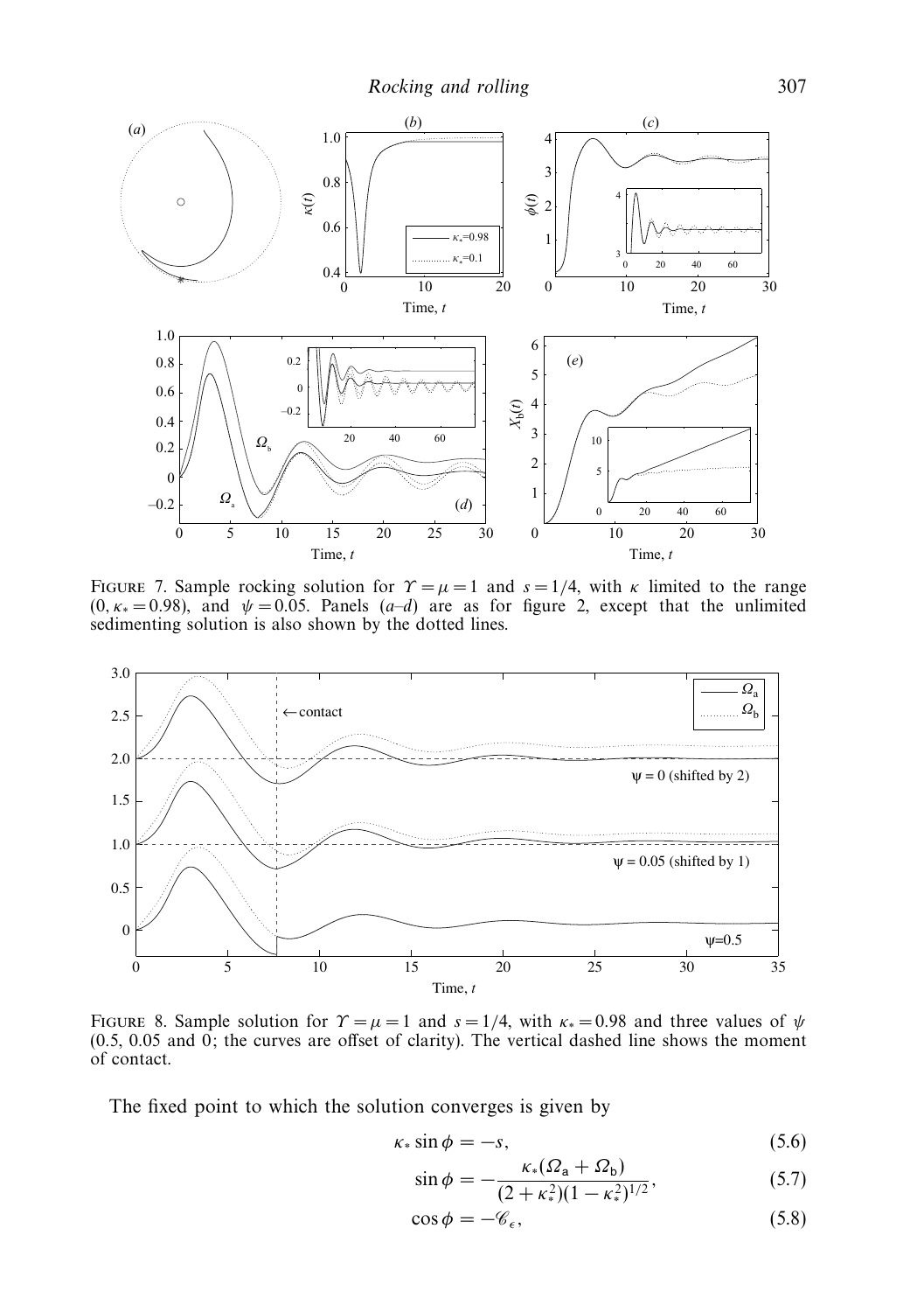FIGURE 7. Sample rocking solution for $\Upsilon = \mu = 1$ and $s = 1/4$, with $\kappa$ limited to the range $(0, \kappa_* = 0.98)$, and $\psi = 0.05$. Panels (*a–d*) are as for figure 2, except that the unlimited sedimenting solution is also shown by the dotted lines.

FIGURE 8. Sample solution for $\Upsilon = \mu = 1$ and $s = 1/4$, with $\kappa_* = 0.98$ and three values of $\psi$ (0.5, 0.05 and 0; the curves are offset of clarity). The vertical dashed line shows the moment of contact.

The fixed point to which the solution converges is given by

$$\kappa_* \sin\phi = -s, \tag{5.6}$$

$$\sin\phi = -\frac{\kappa_*(\Omega_a + \Omega_b)}{(2+\kappa_*^2)(1-\kappa_*^2)^{1/2}}, \tag{5.7}$$

$$\cos\phi = -\mathscr{C}_\epsilon, \tag{5.8}$$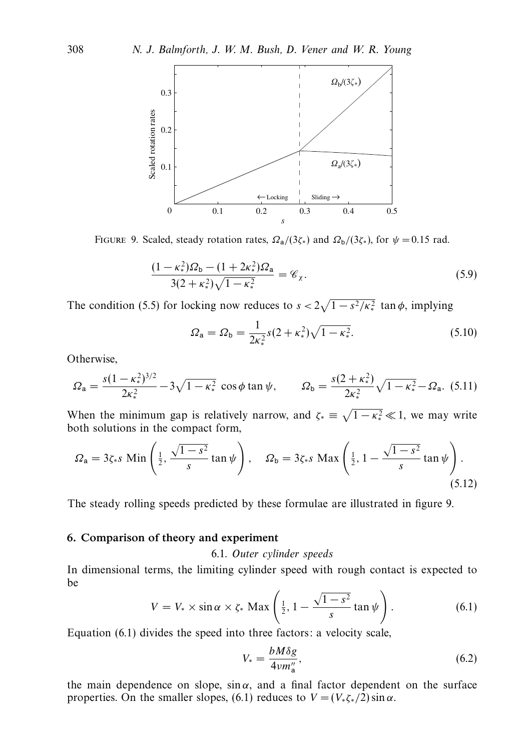FIGURE 9. Scaled, steady rotation rates, $\Omega_a/(3\zeta_*)$ and $\Omega_b/(3\zeta_*)$, for $\psi = 0.15$ rad.

$$\frac{(1-\kappa_*^2)\Omega_b - (1+2\kappa_*^2)\Omega_a}{3(2+\kappa_*^2)\sqrt{1-\kappa_*^2}} = \mathscr{C}_\chi. \tag{5.9}$$

The condition (5.5) for locking now reduces to $s < 2\sqrt{1-s^2/\kappa_*^2}\,\tan\phi$, implying

$$\Omega_a = \Omega_b = \frac{1}{2\kappa_*^2} s(2+\kappa_*^2)\sqrt{1-\kappa_*^2}. \tag{5.10}$$

Otherwise,

$$\Omega_a = \frac{s(1-\kappa_*^2)^{3/2}}{2\kappa_*^2} - 3\sqrt{1-\kappa_*^2}\,\cos\phi\tan\psi, \qquad \Omega_b = \frac{s(2+\kappa_*^2)}{2\kappa_*^2}\sqrt{1-\kappa_*^2} - \Omega_a. \tag{5.11}$$

When the minimum gap is relatively narrow, and $\zeta_* \equiv \sqrt{1-\kappa_*^2} \ll 1$, we may write both solutions in the compact form,

$$\Omega_a = 3\zeta_* s \,\mathrm{Min}\left(\tfrac{1}{2}, \frac{\sqrt{1-s^2}}{s}\tan\psi\right), \quad \Omega_b = 3\zeta_* s\,\mathrm{Max}\left(\tfrac{1}{2}, 1 - \frac{\sqrt{1-s^2}}{s}\tan\psi\right). \tag{5.12}$$

The steady rolling speeds predicted by these formulae are illustrated in figure 9.

## 6. Comparison of theory and experiment

### 6.1. *Outer cylinder speeds*

In dimensional terms, the limiting cylinder speed with rough contact is expected to be

$$V = V_* \times \sin\alpha \times \zeta_*\,\mathrm{Max}\left(\tfrac{1}{2}, 1 - \frac{\sqrt{1-s^2}}{s}\tan\psi\right). \tag{6.1}$$

Equation (6.1) divides the speed into three factors: a velocity scale,

$$V_* = \frac{bM\delta g}{4\nu m_a''}, \tag{6.2}$$

the main dependence on slope, $\sin\alpha$, and a final factor dependent on the surface properties. On the smaller slopes, (6.1) reduces to $V = (V_*\zeta_*/2)\sin\alpha$.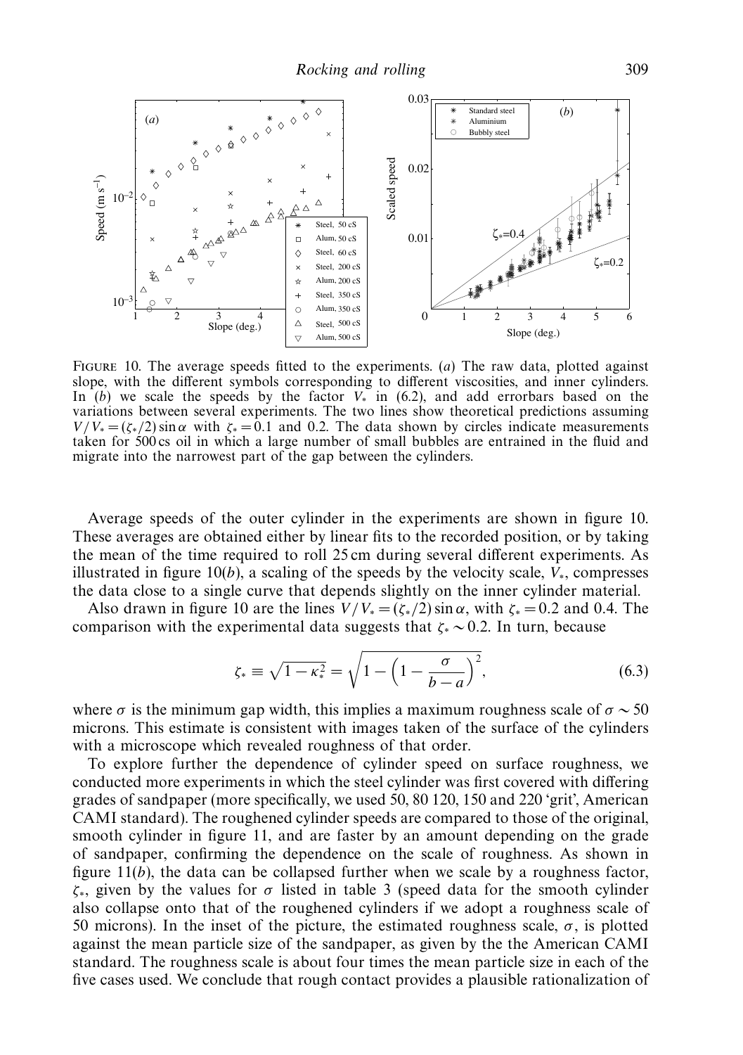FIGURE 10. The average speeds fitted to the experiments. (*a*) The raw data, plotted against slope, with the different symbols corresponding to different viscosities, and inner cylinders. In (*b*) we scale the speeds by the factor $V_*$ in (6.2), and add errorbars based on the variations between several experiments. The two lines show theoretical predictions assuming $V/V_* = (\zeta_*/2)\sin\alpha$ with $\zeta_* = 0.1$ and 0.2. The data shown by circles indicate measurements taken for 500 cs oil in which a large number of small bubbles are entrained in the fluid and migrate into the narrowest part of the gap between the cylinders.

Average speeds of the outer cylinder in the experiments are shown in figure 10. These averages are obtained either by linear fits to the recorded position, or by taking the mean of the time required to roll 25 cm during several different experiments. As illustrated in figure 10(*b*), a scaling of the speeds by the velocity scale, $V_*$, compresses the data close to a single curve that depends slightly on the inner cylinder material.

Also drawn in figure 10 are the lines $V/V_* = (\zeta_*/2)\sin\alpha$, with $\zeta_* = 0.2$ and 0.4. The comparison with the experimental data suggests that $\zeta_* \sim 0.2$. In turn, because

$$\zeta_* \equiv \sqrt{1-\kappa_*^2} = \sqrt{1-\left(1-\frac{\sigma}{b-a}\right)^2}, \tag{6.3}$$

where $\sigma$ is the minimum gap width, this implies a maximum roughness scale of $\sigma \sim 50$ microns. This estimate is consistent with images taken of the surface of the cylinders with a microscope which revealed roughness of that order.

To explore further the dependence of cylinder speed on surface roughness, we conducted more experiments in which the steel cylinder was first covered with differing grades of sandpaper (more specifically, we used 50, 80 120, 150 and 220 'grit', American CAMI standard). The roughened cylinder speeds are compared to those of the original, smooth cylinder in figure 11, and are faster by an amount depending on the grade of sandpaper, confirming the dependence on the scale of roughness. As shown in figure 11(*b*), the data can be collapsed further when we scale by a roughness factor, $\zeta_*$, given by the values for $\sigma$ listed in table 3 (speed data for the smooth cylinder also collapse onto that of the roughened cylinders if we adopt a roughness scale of 50 microns). In the inset of the picture, the estimated roughness scale, $\sigma$, is plotted against the mean particle size of the sandpaper, as given by the the American CAMI standard. The roughness scale is about four times the mean particle size in each of the five cases used. We conclude that rough contact provides a plausible rationalization of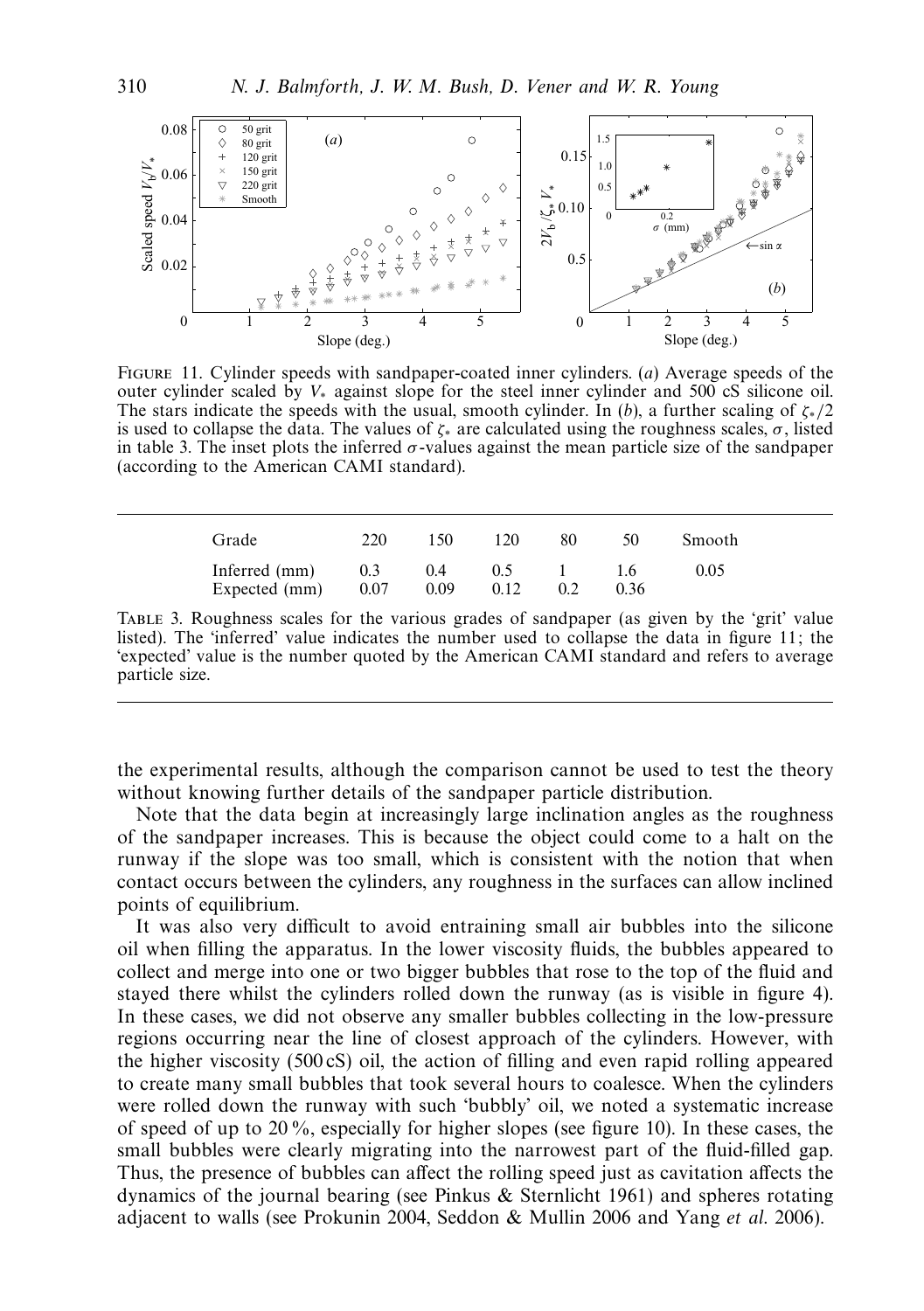FIGURE 11. Cylinder speeds with sandpaper-coated inner cylinders. (*a*) Average speeds of the outer cylinder scaled by $V_*$ against slope for the steel inner cylinder and 500 cS silicone oil. The stars indicate the speeds with the usual, smooth cylinder. In (*b*), a further scaling of $\zeta_*/2$ is used to collapse the data. The values of $\zeta_*$ are calculated using the roughness scales, $\sigma$, listed in table 3. The inset plots the inferred $\sigma$-values against the mean particle size of the sandpaper (according to the American CAMI standard).

| Grade | 220 | 150 | 120 | 80 | 50 | Smooth |
|---|---|---|---|---|---|---|
| Inferred (mm) | 0.3 | 0.4 | 0.5 | 1 | 1.6 | 0.05 |
| Expected (mm) | 0.07 | 0.09 | 0.12 | 0.2 | 0.36 | |

TABLE 3. Roughness scales for the various grades of sandpaper (as given by the 'grit' value listed). The 'inferred' value indicates the number used to collapse the data in figure 11; the 'expected' value is the number quoted by the American CAMI standard and refers to average particle size.

the experimental results, although the comparison cannot be used to test the theory without knowing further details of the sandpaper particle distribution.

Note that the data begin at increasingly large inclination angles as the roughness of the sandpaper increases. This is because the object could come to a halt on the runway if the slope was too small, which is consistent with the notion that when contact occurs between the cylinders, any roughness in the surfaces can allow inclined points of equilibrium.

It was also very difficult to avoid entraining small air bubbles into the silicone oil when filling the apparatus. In the lower viscosity fluids, the bubbles appeared to collect and merge into one or two bigger bubbles that rose to the top of the fluid and stayed there whilst the cylinders rolled down the runway (as is visible in figure 4). In these cases, we did not observe any smaller bubbles collecting in the low-pressure regions occurring near the line of closest approach of the cylinders. However, with the higher viscosity (500 cS) oil, the action of filling and even rapid rolling appeared to create many small bubbles that took several hours to coalesce. When the cylinders were rolled down the runway with such 'bubbly' oil, we noted a systematic increase of speed of up to 20 %, especially for higher slopes (see figure 10). In these cases, the small bubbles were clearly migrating into the narrowest part of the fluid-filled gap. Thus, the presence of bubbles can affect the rolling speed just as cavitation affects the dynamics of the journal bearing (see Pinkus & Sternlicht 1961) and spheres rotating adjacent to walls (see Prokunin 2004, Seddon & Mullin 2006 and Yang *et al.* 2006).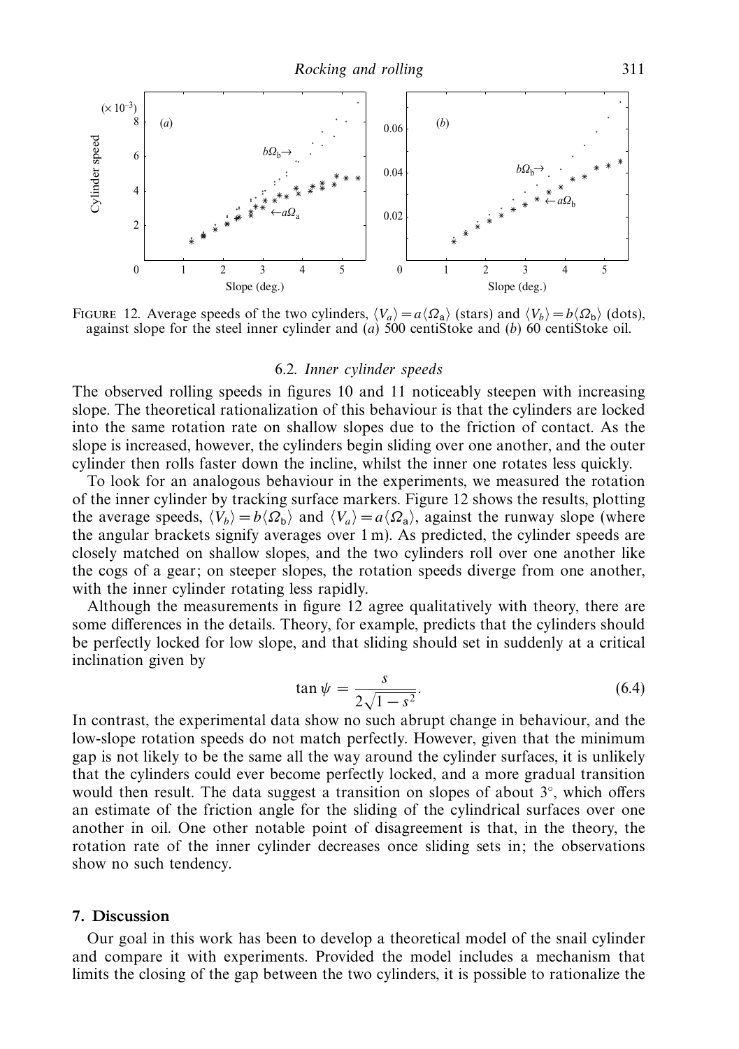FIGURE 12. Average speeds of the two cylinders, $\langle V_a \rangle = a\langle \Omega_a \rangle$ (stars) and $\langle V_b \rangle = b\langle \Omega_b \rangle$ (dots), against slope for the steel inner cylinder and (*a*) 500 centiStoke and (*b*) 60 centiStoke oil.

### 6.2. *Inner cylinder speeds*

The observed rolling speeds in figures 10 and 11 noticeably steepen with increasing slope. The theoretical rationalization of this behaviour is that the cylinders are locked into the same rotation rate on shallow slopes due to the friction of contact. As the slope is increased, however, the cylinders begin sliding over one another, and the outer cylinder then rolls faster down the incline, whilst the inner one rotates less quickly.

To look for an analogous behaviour in the experiments, we measured the rotation of the inner cylinder by tracking surface markers. Figure 12 shows the results, plotting the average speeds, $\langle V_b \rangle = b\langle \Omega_b \rangle$ and $\langle V_a \rangle = a\langle \Omega_a \rangle$, against the runway slope (where the angular brackets signify averages over 1 m). As predicted, the cylinder speeds are closely matched on shallow slopes, and the two cylinders roll over one another like the cogs of a gear; on steeper slopes, the rotation speeds diverge from one another, with the inner cylinder rotating less rapidly.

Although the measurements in figure 12 agree qualitatively with theory, there are some differences in the details. Theory, for example, predicts that the cylinders should be perfectly locked for low slope, and that sliding should set in suddenly at a critical inclination given by

$$\tan \psi = \frac{s}{2\sqrt{1-s^2}}. \tag{6.4}$$

In contrast, the experimental data show no such abrupt change in behaviour, and the low-slope rotation speeds do not match perfectly. However, given that the minimum gap is not likely to be the same all the way around the cylinder surfaces, it is unlikely that the cylinders could ever become perfectly locked, and a more gradual transition would then result. The data suggest a transition on slopes of about 3°, which offers an estimate of the friction angle for the sliding of the cylindrical surfaces over one another in oil. One other notable point of disagreement is that, in the theory, the rotation rate of the inner cylinder decreases once sliding sets in; the observations show no such tendency.

## 7. Discussion

Our goal in this work has been to develop a theoretical model of the snail cylinder and compare it with experiments. Provided the model includes a mechanism that limits the closing of the gap between the two cylinders, it is possible to rationalize the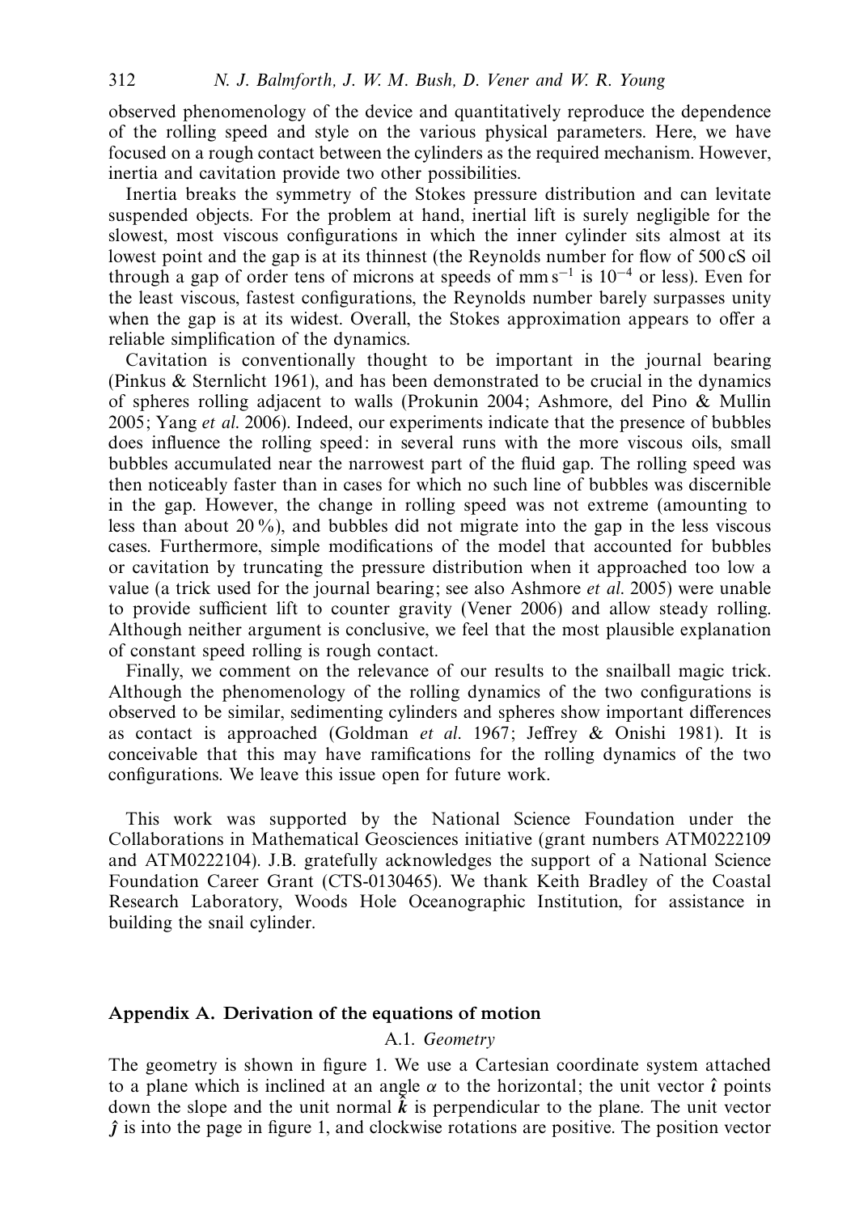observed phenomenology of the device and quantitatively reproduce the dependence of the rolling speed and style on the various physical parameters. Here, we have focused on a rough contact between the cylinders as the required mechanism. However, inertia and cavitation provide two other possibilities.

Inertia breaks the symmetry of the Stokes pressure distribution and can levitate suspended objects. For the problem at hand, inertial lift is surely negligible for the slowest, most viscous configurations in which the inner cylinder sits almost at its lowest point and the gap is at its thinnest (the Reynolds number for flow of 500 cS oil through a gap of order tens of microns at speeds of mm $\mathrm{s}^{-1}$ is $10^{-4}$ or less). Even for the least viscous, fastest configurations, the Reynolds number barely surpasses unity when the gap is at its widest. Overall, the Stokes approximation appears to offer a reliable simplification of the dynamics.

Cavitation is conventionally thought to be important in the journal bearing (Pinkus & Sternlicht 1961), and has been demonstrated to be crucial in the dynamics of spheres rolling adjacent to walls (Prokunin 2004; Ashmore, del Pino & Mullin 2005; Yang *et al.* 2006). Indeed, our experiments indicate that the presence of bubbles does influence the rolling speed: in several runs with the more viscous oils, small bubbles accumulated near the narrowest part of the fluid gap. The rolling speed was then noticeably faster than in cases for which no such line of bubbles was discernible in the gap. However, the change in rolling speed was not extreme (amounting to less than about 20 %), and bubbles did not migrate into the gap in the less viscous cases. Furthermore, simple modifications of the model that accounted for bubbles or cavitation by truncating the pressure distribution when it approached too low a value (a trick used for the journal bearing; see also Ashmore *et al.* 2005) were unable to provide sufficient lift to counter gravity (Vener 2006) and allow steady rolling. Although neither argument is conclusive, we feel that the most plausible explanation of constant speed rolling is rough contact.

Finally, we comment on the relevance of our results to the snailball magic trick. Although the phenomenology of the rolling dynamics of the two configurations is observed to be similar, sedimenting cylinders and spheres show important differences as contact is approached (Goldman *et al.* 1967; Jeffrey & Onishi 1981). It is conceivable that this may have ramifications for the rolling dynamics of the two configurations. We leave this issue open for future work.

This work was supported by the National Science Foundation under the Collaborations in Mathematical Geosciences initiative (grant numbers ATM0222109 and ATM0222104). J.B. gratefully acknowledges the support of a National Science Foundation Career Grant (CTS-0130465). We thank Keith Bradley of the Coastal Research Laboratory, Woods Hole Oceanographic Institution, for assistance in building the snail cylinder.

## Appendix A. Derivation of the equations of motion

### A.1. *Geometry*

The geometry is shown in figure 1. We use a Cartesian coordinate system attached to a plane which is inclined at an angle $\alpha$ to the horizontal; the unit vector $\hat{\boldsymbol{\imath}}$ points down the slope and the unit normal $\hat{\boldsymbol{k}}$ is perpendicular to the plane. The unit vector $\hat{\boldsymbol{\jmath}}$ is into the page in figure 1, and clockwise rotations are positive. The position vector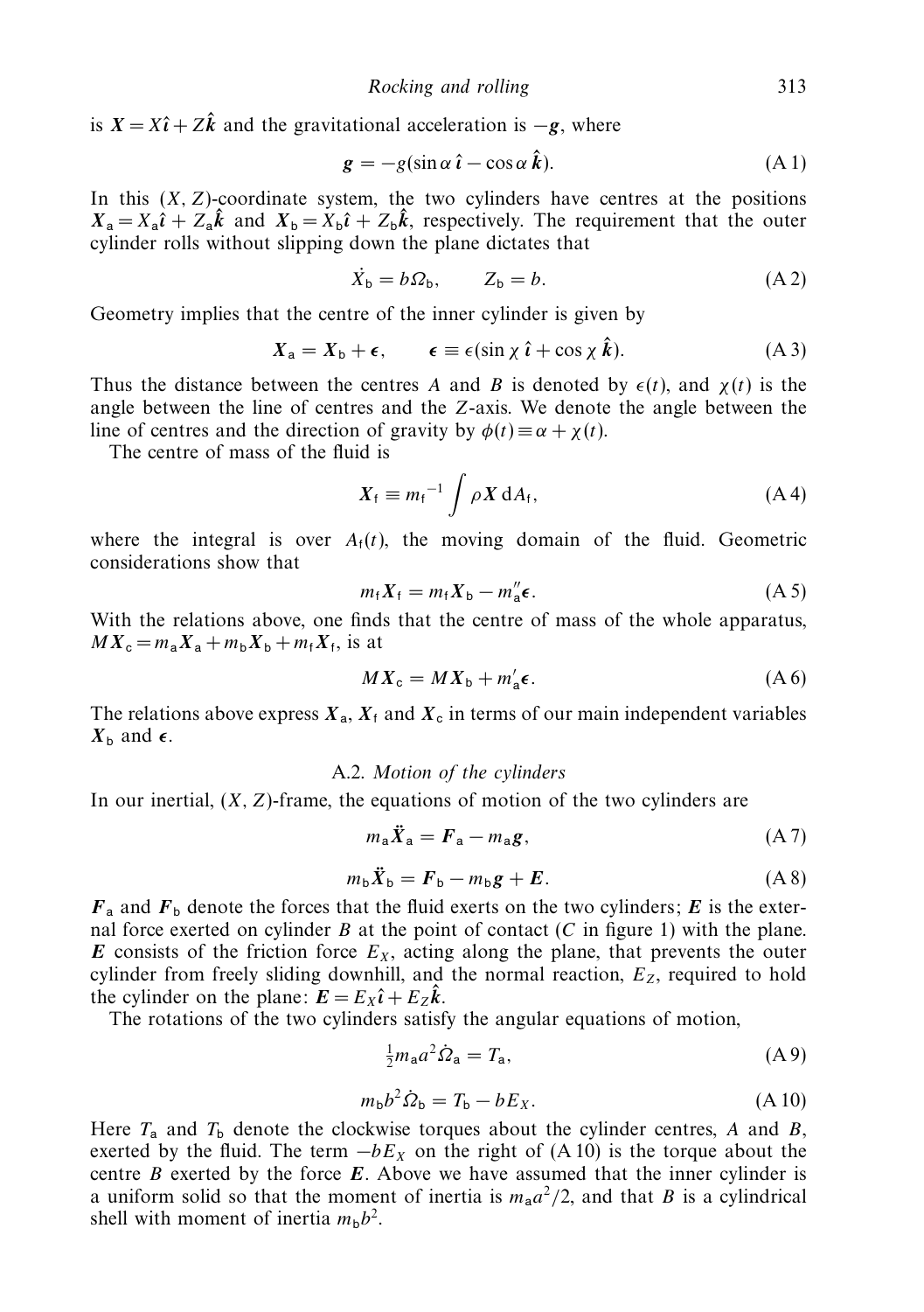is $\boldsymbol{X} = X\hat{\boldsymbol{\imath}} + Z\hat{\boldsymbol{k}}$ and the gravitational acceleration is $-\boldsymbol{g}$, where

$$\boldsymbol{g} = -g(\sin\alpha\,\hat{\boldsymbol{\imath}} - \cos\alpha\,\hat{\boldsymbol{k}}). \tag{A 1}$$

In this $(X, Z)$-coordinate system, the two cylinders have centres at the positions $\boldsymbol{X}_{\mathsf{a}} = X_{\mathsf{a}}\hat{\boldsymbol{\imath}} + Z_{\mathsf{a}}\hat{\boldsymbol{k}}$ and $\boldsymbol{X}_{\mathsf{b}} = X_{\mathsf{b}}\hat{\boldsymbol{\imath}} + Z_{\mathsf{b}}\hat{\boldsymbol{k}}$, respectively. The requirement that the outer cylinder rolls without slipping down the plane dictates that

$$\dot{X}_{\mathsf{b}} = b\Omega_{\mathsf{b}}, \qquad Z_{\mathsf{b}} = b. \tag{A 2}$$

Geometry implies that the centre of the inner cylinder is given by

$$\boldsymbol{X}_{\mathsf{a}} = \boldsymbol{X}_{\mathsf{b}} + \boldsymbol{\epsilon}, \qquad \boldsymbol{\epsilon} \equiv \epsilon(\sin\chi\,\hat{\boldsymbol{\imath}} + \cos\chi\,\hat{\boldsymbol{k}}). \tag{A 3}$$

Thus the distance between the centres $A$ and $B$ is denoted by $\epsilon(t)$, and $\chi(t)$ is the angle between the line of centres and the $Z$-axis. We denote the angle between the line of centres and the direction of gravity by $\phi(t) \equiv \alpha + \chi(t)$.

The centre of mass of the fluid is

$$\boldsymbol{X}_{\mathsf{f}} \equiv {m_{\mathsf{f}}}^{-1} \int \rho \boldsymbol{X}\,\mathrm{d}A_{\mathsf{f}}, \tag{A 4}$$

where the integral is over $A_{\mathsf{f}}(t)$, the moving domain of the fluid. Geometric considerations show that

$$m_{\mathsf{f}}\boldsymbol{X}_{\mathsf{f}} = m_{\mathsf{f}}\boldsymbol{X}_{\mathsf{b}} - m_{\mathsf{a}}''\boldsymbol{\epsilon}. \tag{A 5}$$

With the relations above, one finds that the centre of mass of the whole apparatus, $M\boldsymbol{X}_{\mathsf{c}} = m_{\mathsf{a}}\boldsymbol{X}_{\mathsf{a}} + m_{\mathsf{b}}\boldsymbol{X}_{\mathsf{b}} + m_{\mathsf{f}}\boldsymbol{X}_{\mathsf{f}}$, is at

$$M\boldsymbol{X}_{\mathsf{c}} = M\boldsymbol{X}_{\mathsf{b}} + m_{\mathsf{a}}'\boldsymbol{\epsilon}. \tag{A 6}$$

The relations above express $\boldsymbol{X}_{\mathsf{a}}$, $\boldsymbol{X}_{\mathsf{f}}$ and $\boldsymbol{X}_{\mathsf{c}}$ in terms of our main independent variables $\boldsymbol{X}_{\mathsf{b}}$ and $\boldsymbol{\epsilon}$.

### A.2. *Motion of the cylinders*

In our inertial, $(X, Z)$-frame, the equations of motion of the two cylinders are

$$m_{\mathsf{a}}\ddot{\boldsymbol{X}}_{\mathsf{a}} = \boldsymbol{F}_{\mathsf{a}} - m_{\mathsf{a}}\boldsymbol{g}, \tag{A 7}$$

$$m_{\mathsf{b}}\ddot{\boldsymbol{X}}_{\mathsf{b}} = \boldsymbol{F}_{\mathsf{b}} - m_{\mathsf{b}}\boldsymbol{g} + \boldsymbol{E}. \tag{A 8}$$

$\boldsymbol{F}_{\mathsf{a}}$ and $\boldsymbol{F}_{\mathsf{b}}$ denote the forces that the fluid exerts on the two cylinders; $\boldsymbol{E}$ is the external force exerted on cylinder $B$ at the point of contact ($C$ in figure 1) with the plane. $\boldsymbol{E}$ consists of the friction force $E_X$, acting along the plane, that prevents the outer cylinder from freely sliding downhill, and the normal reaction, $E_Z$, required to hold the cylinder on the plane: $\boldsymbol{E} = E_X\hat{\boldsymbol{\imath}} + E_Z\hat{\boldsymbol{k}}$.

The rotations of the two cylinders satisfy the angular equations of motion,

$$\tfrac{1}{2}m_{\mathsf{a}}a^2\dot{\Omega}_{\mathsf{a}} = T_{\mathsf{a}}, \tag{A 9}$$

$$m_{\mathsf{b}}b^2\dot{\Omega}_{\mathsf{b}} = T_{\mathsf{b}} - bE_X. \tag{A 10}$$

Here $T_{\mathsf{a}}$ and $T_{\mathsf{b}}$ denote the clockwise torques about the cylinder centres, $A$ and $B$, exerted by the fluid. The term $-bE_X$ on the right of (A 10) is the torque about the centre $B$ exerted by the force $\boldsymbol{E}$. Above we have assumed that the inner cylinder is a uniform solid so that the moment of inertia is $m_{\mathsf{a}}a^2/2$, and that $B$ is a cylindrical shell with moment of inertia $m_{\mathsf{b}}b^2$.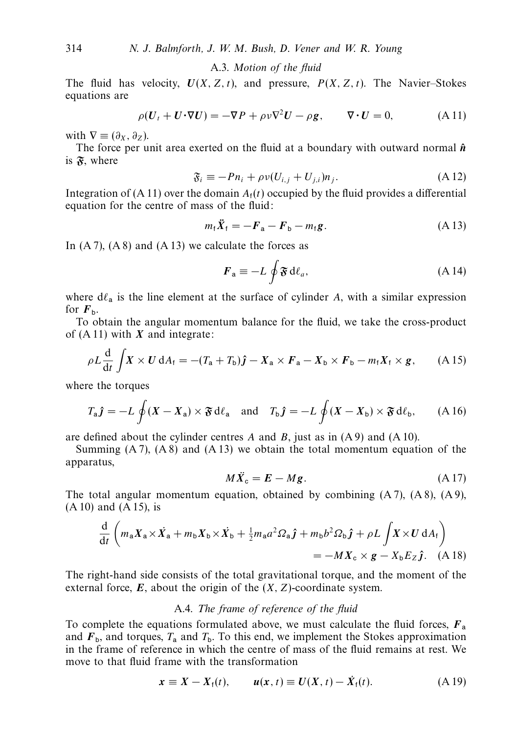### A.3. *Motion of the fluid*

The fluid has velocity, $\boldsymbol{U}(X, Z, t)$, and pressure, $P(X, Z, t)$. The Navier–Stokes equations are

$$\rho(\boldsymbol{U}_t + \boldsymbol{U}\boldsymbol{\cdot}\nabla\boldsymbol{U}) = -\nabla P + \rho\nu\nabla^2\boldsymbol{U} - \rho\boldsymbol{g}, \qquad \nabla\boldsymbol{\cdot}\boldsymbol{U} = 0, \tag{A 11}$$

with $\nabla \equiv (\partial_X, \partial_Z)$.

The force per unit area exerted on the fluid at a boundary with outward normal $\hat{\boldsymbol{n}}$ is $\mathfrak{F}$, where

$$\mathfrak{F}_i \equiv -Pn_i + \rho\nu(U_{i,j} + U_{j,i})n_j. \tag{A 12}$$

Integration of (A 11) over the domain $A_{\mathsf{f}}(t)$ occupied by the fluid provides a differential equation for the centre of mass of the fluid:

$$m_{\mathsf{f}}\ddot{\boldsymbol{X}}_{\mathsf{f}} = -\boldsymbol{F}_{\mathsf{a}} - \boldsymbol{F}_{\mathsf{b}} - m_{\mathsf{f}}\boldsymbol{g}. \tag{A 13}$$

In (A 7), (A 8) and (A 13) we calculate the forces as

$$\boldsymbol{F}_{\mathsf{a}} \equiv -L\oint \mathfrak{F}\,\mathrm{d}\ell_a, \tag{A 14}$$

where $\mathrm{d}\ell_{\mathsf{a}}$ is the line element at the surface of cylinder $A$, with a similar expression for $\boldsymbol{F}_{\mathsf{b}}$.

To obtain the angular momentum balance for the fluid, we take the cross-product of (A 11) with $\boldsymbol{X}$ and integrate:

$$\rho L\frac{\mathrm{d}}{\mathrm{d}t}\int \boldsymbol{X}\times\boldsymbol{U}\,\mathrm{d}A_{\mathsf{f}} = -(T_{\mathsf{a}} + T_{\mathsf{b}})\hat{\boldsymbol{j}} - \boldsymbol{X}_{\mathsf{a}}\times\boldsymbol{F}_{\mathsf{a}} - \boldsymbol{X}_{\mathsf{b}}\times\boldsymbol{F}_{\mathsf{b}} - m_{\mathsf{f}}\boldsymbol{X}_{\mathsf{f}}\times\boldsymbol{g}, \tag{A 15}$$

where the torques

$$T_{\mathsf{a}}\hat{\boldsymbol{j}} = -L\oint(\boldsymbol{X} - \boldsymbol{X}_{\mathsf{a}})\times\mathfrak{F}\,\mathrm{d}\ell_{\mathsf{a}} \quad \text{and} \quad T_{\mathsf{b}}\hat{\boldsymbol{j}} = -L\oint(\boldsymbol{X} - \boldsymbol{X}_{\mathsf{b}})\times\mathfrak{F}\,\mathrm{d}\ell_{\mathsf{b}}, \tag{A 16}$$

are defined about the cylinder centres $A$ and $B$, just as in (A 9) and (A 10).

Summing (A 7), (A 8) and (A 13) we obtain the total momentum equation of the apparatus,

$$M\ddot{\boldsymbol{X}}_{\mathsf{c}} = \boldsymbol{E} - M\boldsymbol{g}. \tag{A 17}$$

The total angular momentum equation, obtained by combining (A 7), (A 8), (A 9), (A 10) and (A 15), is

$$\frac{\mathrm{d}}{\mathrm{d}t}\left(m_{\mathsf{a}}\boldsymbol{X}_{\mathsf{a}}\times\dot{\boldsymbol{X}}_{\mathsf{a}} + m_{\mathsf{b}}\boldsymbol{X}_{\mathsf{b}}\times\dot{\boldsymbol{X}}_{\mathsf{b}} + \tfrac{1}{2}m_{\mathsf{a}}a^2\Omega_{\mathsf{a}}\hat{\boldsymbol{j}} + m_{\mathsf{b}}b^2\Omega_{\mathsf{b}}\hat{\boldsymbol{j}} + \rho L\int\boldsymbol{X}\times\boldsymbol{U}\,\mathrm{d}A_{\mathsf{f}}\right) = -M\boldsymbol{X}_{\mathsf{c}}\times\boldsymbol{g} - X_{\mathsf{b}}E_Z\hat{\boldsymbol{j}}. \tag{A 18}$$

The right-hand side consists of the total gravitational torque, and the moment of the external force, $\boldsymbol{E}$, about the origin of the $(X, Z)$-coordinate system.

### A.4. *The frame of reference of the fluid*

To complete the equations formulated above, we must calculate the fluid forces, $\boldsymbol{F}_{\mathsf{a}}$ and $\boldsymbol{F}_{\mathsf{b}}$, and torques, $T_{\mathsf{a}}$ and $T_{\mathsf{b}}$. To this end, we implement the Stokes approximation in the frame of reference in which the centre of mass of the fluid remains at rest. We move to that fluid frame with the transformation

$$\boldsymbol{x} \equiv \boldsymbol{X} - \boldsymbol{X}_{\mathsf{f}}(t), \qquad \boldsymbol{u}(\boldsymbol{x}, t) \equiv \boldsymbol{U}(\boldsymbol{X}, t) - \dot{\boldsymbol{X}}_{\mathsf{f}}(t). \tag{A 19}$$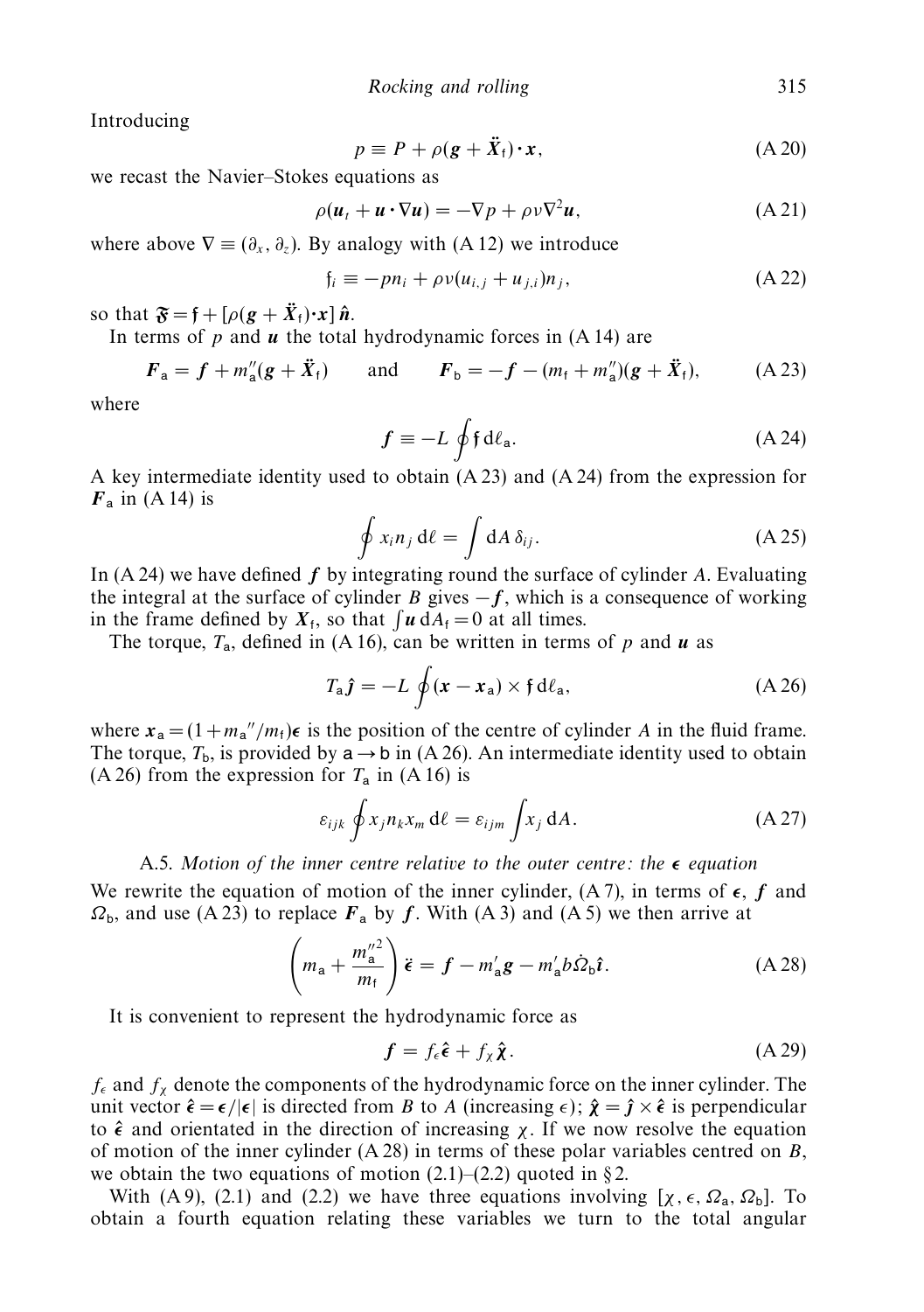Introducing

$$p \equiv P + \rho(\boldsymbol{g} + \ddot{\boldsymbol{X}}_{\mathsf{f}}) \cdot \boldsymbol{x}, \tag{A 20}$$

we recast the Navier–Stokes equations as

$$\rho(\boldsymbol{u}_t + \boldsymbol{u} \cdot \nabla \boldsymbol{u}) = -\nabla p + \rho \nu \nabla^2 \boldsymbol{u}, \tag{A 21}$$

where above $\nabla \equiv (\partial_x, \partial_z)$. By analogy with (A 12) we introduce

$$\mathfrak{f}_i \equiv -p n_i + \rho \nu (u_{i,j} + u_{j,i}) n_j, \tag{A 22}$$

so that $\mathfrak{F} = \mathfrak{f} + [\rho(\boldsymbol{g} + \ddot{\boldsymbol{X}}_{\mathsf{f}}) \cdot \boldsymbol{x}]\, \hat{\boldsymbol{n}}$.

In terms of $p$ and $\boldsymbol{u}$ the total hydrodynamic forces in (A 14) are

$$\boldsymbol{F}_{\mathsf{a}} = \boldsymbol{f} + m_{\mathsf{a}}''(\boldsymbol{g} + \ddot{\boldsymbol{X}}_{\mathsf{f}}) \qquad \text{and} \qquad \boldsymbol{F}_{\mathsf{b}} = -\boldsymbol{f} - (m_{\mathsf{f}} + m_{\mathsf{a}}'')(\boldsymbol{g} + \ddot{\boldsymbol{X}}_{\mathsf{f}}), \tag{A 23}$$

where

$$\boldsymbol{f} \equiv -L \oint \mathfrak{f} \, \mathrm{d}\ell_{\mathsf{a}}. \tag{A 24}$$

A key intermediate identity used to obtain (A 23) and (A 24) from the expression for $\boldsymbol{F}_{\mathsf{a}}$ in (A 14) is

$$\oint x_i n_j \, \mathrm{d}\ell = \int \mathrm{d}A \, \delta_{ij}. \tag{A 25}$$

In (A 24) we have defined $\boldsymbol{f}$ by integrating round the surface of cylinder $A$. Evaluating the integral at the surface of cylinder $B$ gives $-\boldsymbol{f}$, which is a consequence of working in the frame defined by $\boldsymbol{X}_{\mathsf{f}}$, so that $\int \boldsymbol{u} \, \mathrm{d}A_{\mathsf{f}} = 0$ at all times.

The torque, $T_{\mathsf{a}}$, defined in (A 16), can be written in terms of $p$ and $\boldsymbol{u}$ as

$$T_{\mathsf{a}} \hat{\boldsymbol{\jmath}} = -L \oint (\boldsymbol{x} - \boldsymbol{x}_{\mathsf{a}}) \times \mathfrak{f} \, \mathrm{d}\ell_{\mathsf{a}}, \tag{A 26}$$

where $\boldsymbol{x}_{\mathsf{a}} = (1 + m_{\mathsf{a}}''/m_{\mathsf{f}})\boldsymbol{\epsilon}$ is the position of the centre of cylinder $A$ in the fluid frame. The torque, $T_{\mathsf{b}}$, is provided by $\mathsf{a} \to \mathsf{b}$ in (A 26). An intermediate identity used to obtain (A 26) from the expression for $T_{\mathsf{a}}$ in (A 16) is

$$\varepsilon_{ijk} \oint x_j n_k x_m \, \mathrm{d}\ell = \varepsilon_{ijm} \int x_j \, \mathrm{d}A. \tag{A 27}$$

### A.5. *Motion of the inner centre relative to the outer centre: the $\boldsymbol{\epsilon}$ equation*

We rewrite the equation of motion of the inner cylinder, (A 7), in terms of $\boldsymbol{\epsilon}$, $\boldsymbol{f}$ and $\Omega_{\mathsf{b}}$, and use (A 23) to replace $\boldsymbol{F}_{\mathsf{a}}$ by $\boldsymbol{f}$. With (A 3) and (A 5) we then arrive at

$$\left( m_{\mathsf{a}} + \frac{m_{\mathsf{a}}''^2}{m_{\mathsf{f}}} \right) \ddot{\boldsymbol{\epsilon}} = \boldsymbol{f} - m_{\mathsf{a}}' \boldsymbol{g} - m_{\mathsf{a}}' b \dot{\Omega}_{\mathsf{b}} \hat{\boldsymbol{\imath}}. \tag{A 28}$$

It is convenient to represent the hydrodynamic force as

$$\boldsymbol{f} = f_{\epsilon} \hat{\boldsymbol{\epsilon}} + f_{\chi} \hat{\boldsymbol{\chi}}. \tag{A 29}$$

$f_{\epsilon}$ and $f_{\chi}$ denote the components of the hydrodynamic force on the inner cylinder. The unit vector $\hat{\boldsymbol{\epsilon}} = \boldsymbol{\epsilon}/|\boldsymbol{\epsilon}|$ is directed from $B$ to $A$ (increasing $\epsilon$); $\hat{\boldsymbol{\chi}} = \hat{\boldsymbol{\jmath}} \times \hat{\boldsymbol{\epsilon}}$ is perpendicular to $\hat{\boldsymbol{\epsilon}}$ and orientated in the direction of increasing $\chi$. If we now resolve the equation of motion of the inner cylinder (A 28) in terms of these polar variables centred on $B$, we obtain the two equations of motion (2.1)–(2.2) quoted in §2.

With (A 9), (2.1) and (2.2) we have three equations involving $[\chi, \epsilon, \Omega_{\mathsf{a}}, \Omega_{\mathsf{b}}]$. To obtain a fourth equation relating these variables we turn to the total angular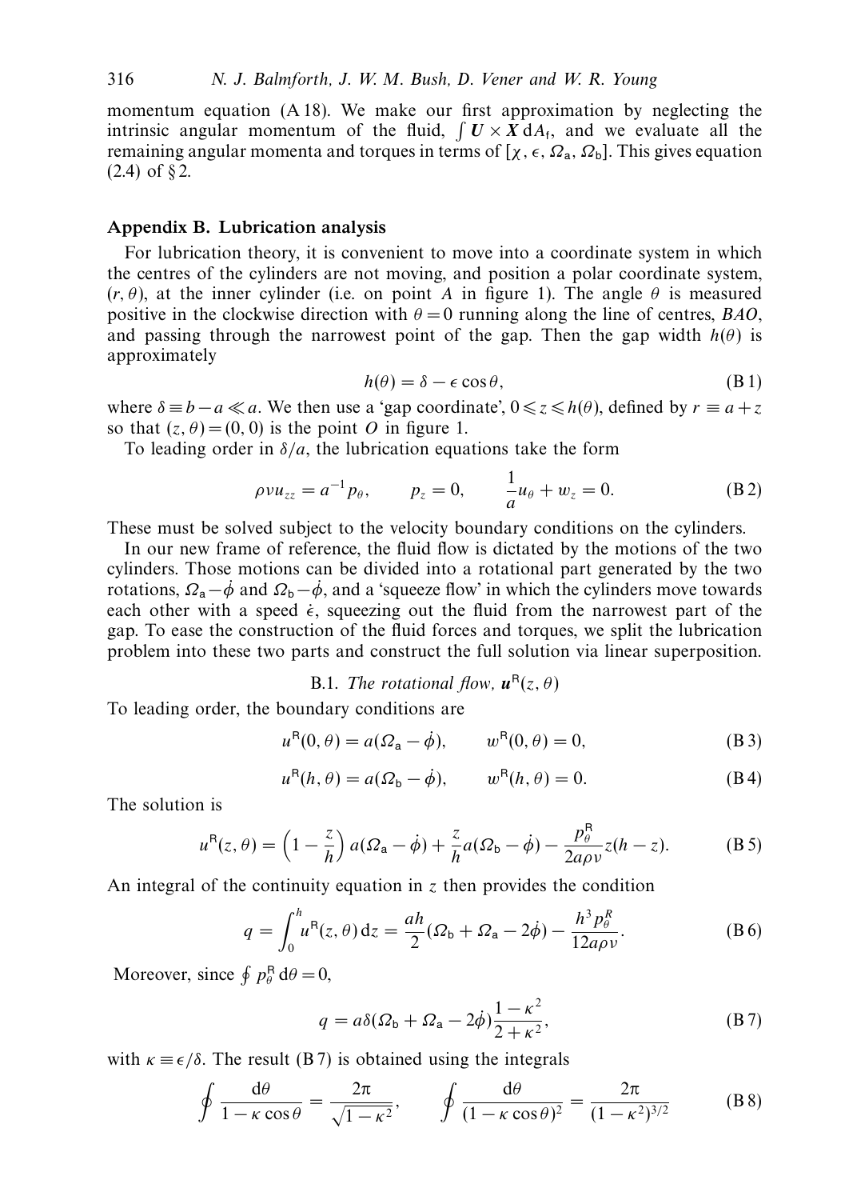momentum equation (A 18). We make our first approximation by neglecting the intrinsic angular momentum of the fluid, $\int \boldsymbol{U} \times \boldsymbol{X} \, \mathrm{d}A_{\mathrm{f}}$, and we evaluate all the remaining angular momenta and torques in terms of $[\chi, \epsilon, \Omega_{\mathsf{a}}, \Omega_{\mathsf{b}}]$. This gives equation (2.4) of § 2.

## Appendix B. Lubrication analysis

For lubrication theory, it is convenient to move into a coordinate system in which the centres of the cylinders are not moving, and position a polar coordinate system, $(r, \theta)$, at the inner cylinder (i.e. on point $A$ in figure 1). The angle $\theta$ is measured positive in the clockwise direction with $\theta = 0$ running along the line of centres, $BAO$, and passing through the narrowest point of the gap. Then the gap width $h(\theta)$ is approximately

$$h(\theta) = \delta - \epsilon \cos \theta, \tag{B 1}$$

where $\delta \equiv b - a \ll a$. We then use a 'gap coordinate', $0 \leqslant z \leqslant h(\theta)$, defined by $r \equiv a + z$ so that $(z, \theta) = (0, 0)$ is the point $O$ in figure 1.

To leading order in $\delta/a$, the lubrication equations take the form

$$\rho \nu u_{zz} = a^{-1} p_{\theta}, \qquad p_z = 0, \qquad \frac{1}{a} u_{\theta} + w_z = 0. \tag{B 2}$$

These must be solved subject to the velocity boundary conditions on the cylinders.

In our new frame of reference, the fluid flow is dictated by the motions of the two cylinders. Those motions can be divided into a rotational part generated by the two rotations, $\Omega_{\mathsf{a}} - \dot{\phi}$ and $\Omega_{\mathsf{b}} - \dot{\phi}$, and a 'squeeze flow' in which the cylinders move towards each other with a speed $\dot{\epsilon}$, squeezing out the fluid from the narrowest part of the gap. To ease the construction of the fluid forces and torques, we split the lubrication problem into these two parts and construct the full solution via linear superposition.

### B.1. *The rotational flow,* $\boldsymbol{u}^{\mathsf{R}}(z, \theta)$

To leading order, the boundary conditions are

$$u^{\mathsf{R}}(0, \theta) = a(\Omega_{\mathsf{a}} - \dot{\phi}), \qquad w^{\mathsf{R}}(0, \theta) = 0, \tag{B 3}$$

$$u^{\mathsf{R}}(h, \theta) = a(\Omega_{\mathsf{b}} - \dot{\phi}), \qquad w^{\mathsf{R}}(h, \theta) = 0. \tag{B 4}$$

The solution is

$$u^{\mathsf{R}}(z, \theta) = \left(1 - \frac{z}{h}\right) a(\Omega_{\mathsf{a}} - \dot{\phi}) + \frac{z}{h} a(\Omega_{\mathsf{b}} - \dot{\phi}) - \frac{p_{\theta}^{\mathsf{R}}}{2a\rho\nu} z(h - z). \tag{B 5}$$

An integral of the continuity equation in $z$ then provides the condition

$$q = \int_0^h u^{\mathsf{R}}(z, \theta) \, \mathrm{d}z = \frac{ah}{2}(\Omega_{\mathsf{b}} + \Omega_{\mathsf{a}} - 2\dot{\phi}) - \frac{h^3 p_{\theta}^R}{12a\rho\nu}. \tag{B 6}$$

Moreover, since $\oint p_{\theta}^{\mathsf{R}} \, \mathrm{d}\theta = 0$,

$$q = a\delta(\Omega_{\mathsf{b}} + \Omega_{\mathsf{a}} - 2\dot{\phi}) \frac{1 - \kappa^2}{2 + \kappa^2}, \tag{B 7}$$

with $\kappa \equiv \epsilon/\delta$. The result (B 7) is obtained using the integrals

$$\oint \frac{\mathrm{d}\theta}{1 - \kappa \cos \theta} = \frac{2\pi}{\sqrt{1 - \kappa^2}}, \qquad \oint \frac{\mathrm{d}\theta}{(1 - \kappa \cos \theta)^2} = \frac{2\pi}{(1 - \kappa^2)^{3/2}} \tag{B 8}$$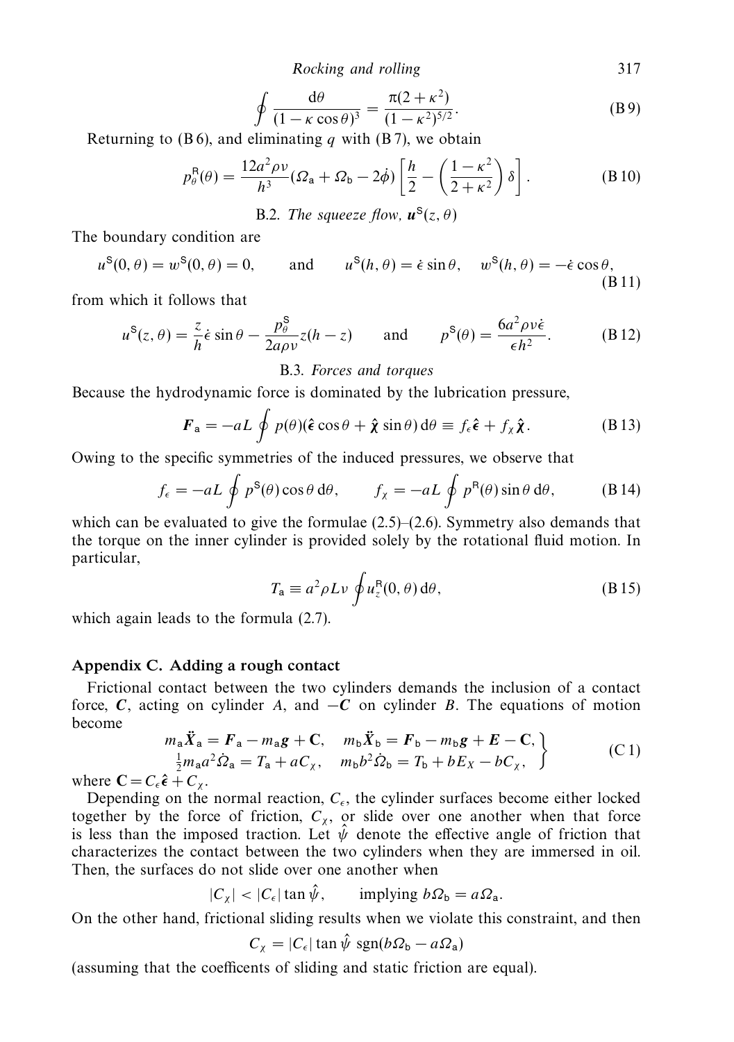$$\oint \frac{\mathrm{d}\theta}{(1-\kappa\cos\theta)^3} = \frac{\pi(2+\kappa^2)}{(1-\kappa^2)^{5/2}}. \tag{B 9}$$

Returning to (B 6), and eliminating $q$ with (B 7), we obtain

$$p_\theta^{\mathsf{R}}(\theta) = \frac{12a^2\rho\nu}{h^3}(\Omega_{\mathsf{a}} + \Omega_{\mathsf{b}} - 2\dot{\phi})\left[\frac{h}{2} - \left(\frac{1-\kappa^2}{2+\kappa^2}\right)\delta\right]. \tag{B 10}$$

### B.2. *The squeeze flow, $\boldsymbol{u}^{\mathsf{S}}(z,\theta)$*

The boundary condition are

$$u^{\mathsf{S}}(0,\theta) = w^{\mathsf{S}}(0,\theta) = 0, \qquad \text{and} \qquad u^{\mathsf{S}}(h,\theta) = \dot{\epsilon}\sin\theta, \quad w^{\mathsf{S}}(h,\theta) = -\dot{\epsilon}\cos\theta, \tag{B 11}$$

from which it follows that

$$u^{\mathsf{S}}(z,\theta) = \frac{z}{h}\dot{\epsilon}\sin\theta - \frac{p_\theta^{\mathsf{S}}}{2a\rho\nu}z(h-z) \qquad \text{and} \qquad p^{\mathsf{S}}(\theta) = \frac{6a^2\rho\nu\dot{\epsilon}}{\epsilon h^2}. \tag{B 12}$$

### B.3. *Forces and torques*

Because the hydrodynamic force is dominated by the lubrication pressure,

$$\boldsymbol{F}_{\mathsf{a}} = -aL\oint p(\theta)(\hat{\boldsymbol{\epsilon}}\cos\theta + \hat{\boldsymbol{\chi}}\sin\theta)\,\mathrm{d}\theta \equiv f_\epsilon\hat{\boldsymbol{\epsilon}} + f_\chi\hat{\boldsymbol{\chi}}. \tag{B 13}$$

Owing to the specific symmetries of the induced pressures, we observe that

$$f_\epsilon = -aL\oint p^{\mathsf{S}}(\theta)\cos\theta\,\mathrm{d}\theta, \qquad f_\chi = -aL\oint p^{\mathsf{R}}(\theta)\sin\theta\,\mathrm{d}\theta, \tag{B 14}$$

which can be evaluated to give the formulae (2.5)–(2.6). Symmetry also demands that the torque on the inner cylinder is provided solely by the rotational fluid motion. In particular,

$$T_{\mathsf{a}} \equiv a^2\rho L\nu\oint u_z^{\mathsf{R}}(0,\theta)\,\mathrm{d}\theta, \tag{B 15}$$

which again leads to the formula (2.7).

## Appendix C. Adding a rough contact

Frictional contact between the two cylinders demands the inclusion of a contact force, $\boldsymbol{C}$, acting on cylinder $A$, and $-\boldsymbol{C}$ on cylinder $B$. The equations of motion become

$$\left.\begin{aligned} m_{\mathsf{a}}\ddot{\boldsymbol{X}}_{\mathsf{a}} &= \boldsymbol{F}_{\mathsf{a}} - m_{\mathsf{a}}\boldsymbol{g} + \mathbf{C}, \quad m_{\mathsf{b}}\ddot{\boldsymbol{X}}_{\mathsf{b}} = \boldsymbol{F}_{\mathsf{b}} - m_{\mathsf{b}}\boldsymbol{g} + \boldsymbol{E} - \mathbf{C}, \\ \tfrac{1}{2}m_{\mathsf{a}}a^2\dot{\Omega}_{\mathsf{a}} &= T_{\mathsf{a}} + aC_\chi, \quad m_{\mathsf{b}}b^2\dot{\Omega}_{\mathsf{b}} = T_{\mathsf{b}} + bE_X - bC_\chi, \end{aligned}\right\} \tag{C 1}$$

where $\mathbf{C} = C_\epsilon\hat{\boldsymbol{\epsilon}} + C_\chi$.

Depending on the normal reaction, $C_\epsilon$, the cylinder surfaces become either locked together by the force of friction, $C_\chi$, or slide over one another when that force is less than the imposed traction. Let $\hat{\psi}$ denote the effective angle of friction that characterizes the contact between the two cylinders when they are immersed in oil. Then, the surfaces do not slide over one another when

$$|C_\chi| < |C_\epsilon|\tan\hat{\psi}, \qquad \text{implying } b\Omega_{\mathsf{b}} = a\Omega_{\mathsf{a}}.$$

On the other hand, frictional sliding results when we violate this constraint, and then

$$C_\chi = |C_\epsilon|\tan\hat{\psi}\ \mathrm{sgn}(b\Omega_{\mathsf{b}} - a\Omega_{\mathsf{a}})$$

(assuming that the coefficents of sliding and static friction are equal).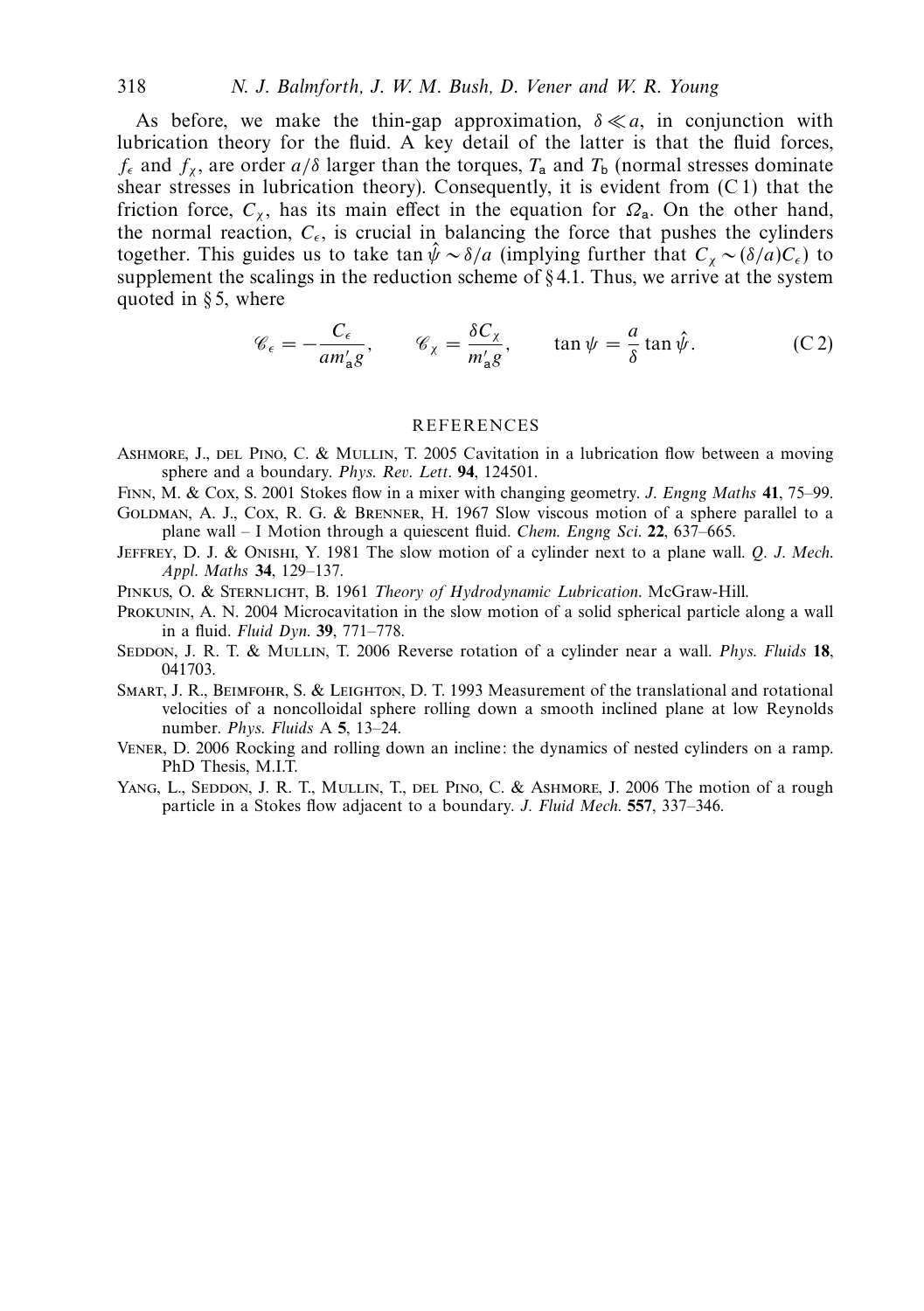As before, we make the thin-gap approximation, $\delta \ll a$, in conjunction with lubrication theory for the fluid. A key detail of the latter is that the fluid forces, $f_\epsilon$ and $f_\chi$, are order $a/\delta$ larger than the torques, $T_a$ and $T_b$ (normal stresses dominate shear stresses in lubrication theory). Consequently, it is evident from (C 1) that the friction force, $C_\chi$, has its main effect in the equation for $\Omega_a$. On the other hand, the normal reaction, $C_\epsilon$, is crucial in balancing the force that pushes the cylinders together. This guides us to take $\tan\hat{\psi} \sim \delta/a$ (implying further that $C_\chi \sim (\delta/a)C_\epsilon$) to supplement the scalings in the reduction scheme of § 4.1. Thus, we arrive at the system quoted in § 5, where

$$\mathscr{C}_\epsilon = -\frac{C_\epsilon}{a m'_a g}, \qquad \mathscr{C}_\chi = \frac{\delta C_\chi}{m'_a g}, \qquad \tan\psi = \frac{a}{\delta}\tan\hat{\psi}. \tag{C 2}$$

## REFERENCES

Ashmore, J., del Pino, C. & Mullin, T. 2005 Cavitation in a lubrication flow between a moving sphere and a boundary. *Phys. Rev. Lett*. **94**, 124501.

Finn, M. & Cox, S. 2001 Stokes flow in a mixer with changing geometry. *J. Engng Maths* **41**, 75–99.

Goldman, A. J., Cox, R. G. & Brenner, H. 1967 Slow viscous motion of a sphere parallel to a plane wall – I Motion through a quiescent fluid. *Chem. Engng Sci*. **22**, 637–665.

Jeffrey, D. J. & Onishi, Y. 1981 The slow motion of a cylinder next to a plane wall. *Q. J. Mech. Appl. Maths* **34**, 129–137.

Pinkus, O. & Sternlicht, B. 1961 *Theory of Hydrodynamic Lubrication*. McGraw-Hill.

Prokunin, A. N. 2004 Microcavitation in the slow motion of a solid spherical particle along a wall in a fluid. *Fluid Dyn*. **39**, 771–778.

Seddon, J. R. T. & Mullin, T. 2006 Reverse rotation of a cylinder near a wall. *Phys. Fluids* **18**, 041703.

Smart, J. R., Beimfohr, S. & Leighton, D. T. 1993 Measurement of the translational and rotational velocities of a noncolloidal sphere rolling down a smooth inclined plane at low Reynolds number. *Phys. Fluids* A **5**, 13–24.

Vener, D. 2006 Rocking and rolling down an incline: the dynamics of nested cylinders on a ramp. PhD Thesis, M.I.T.

Yang, L., Seddon, J. R. T., Mullin, T., del Pino, C. & Ashmore, J. 2006 The motion of a rough particle in a Stokes flow adjacent to a boundary. *J. Fluid Mech*. **557**, 337–346.